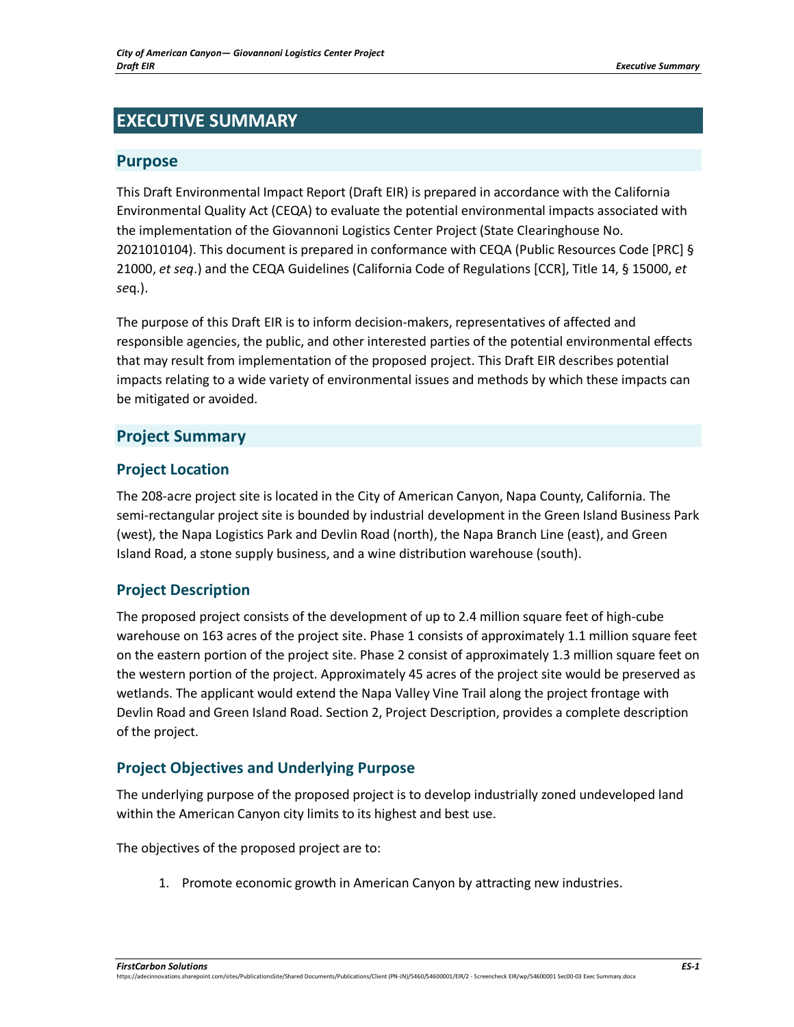# EXECUTIVE SUMMARY

## Purpose

This Draft Environmental Impact Report (Draft EIR) is prepared in accordance with the California Environmental Quality Act (CEQA) to evaluate the potential environmental impacts associated with the implementation of the Giovannoni Logistics Center Project (State Clearinghouse No. 2021010104). This document is prepared in conformance with CEQA (Public Resources Code [PRC] § 21000, *et seq*.) and the CEQA Guidelines (California Code of Regulations [CCR], Title 14, § 15000, *et se*q.).

The purpose of this Draft EIR is to inform decision-makers, representatives of affected and responsible agencies, the public, and other interested parties of the potential environmental effects that may result from implementation of the proposed project. This Draft EIR describes potential impacts relating to a wide variety of environmental issues and methods by which these impacts can be mitigated or avoided.

## Project Summary

### Project Location

The 208-acre project site is located in the City of American Canyon, Napa County, California. The semi-rectangular project site is bounded by industrial development in the Green Island Business Park (west), the Napa Logistics Park and Devlin Road (north), the Napa Branch Line (east), and Green Island Road, a stone supply business, and a wine distribution warehouse (south).

### Project Description

The proposed project consists of the development of up to 2.4 million square feet of high-cube warehouse on 163 acres of the project site. Phase 1 consists of approximately 1.1 million square feet on the eastern portion of the project site. Phase 2 consist of approximately 1.3 million square feet on the western portion of the project. Approximately 45 acres of the project site would be preserved as wetlands. The applicant would extend the Napa Valley Vine Trail along the project frontage with Devlin Road and Green Island Road. Section 2, Project Description, provides a complete description of the project.

### Project Objectives and Underlying Purpose

The underlying purpose of the proposed project is to develop industrially zoned undeveloped land within the American Canyon city limits to its highest and best use.

The objectives of the proposed project are to:

1. Promote economic growth in American Canyon by attracting new industries.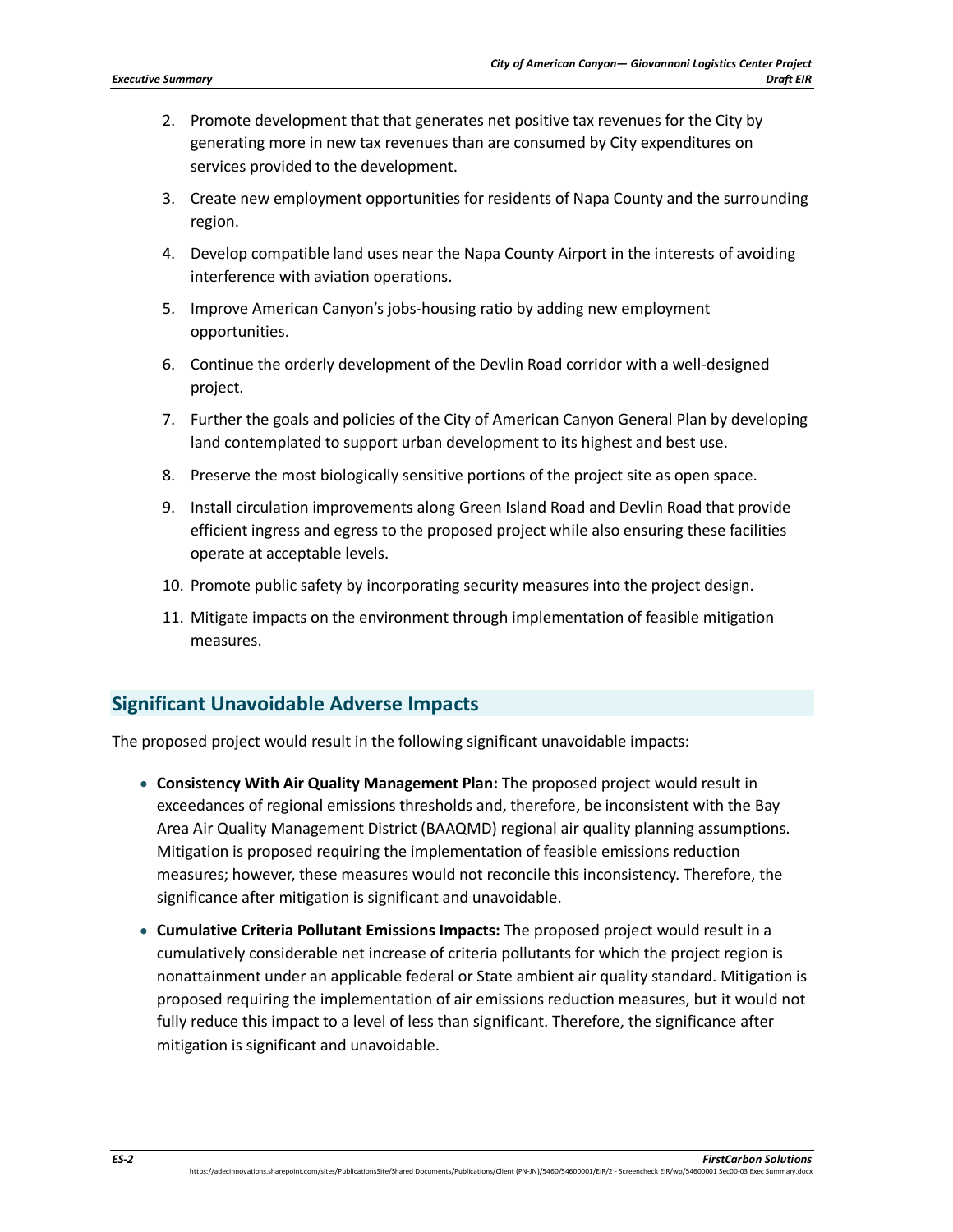2. Promote development that that generates net positive tax revenues for the City by generating more in new tax revenues than are consumed by City expenditures on services provided to the development.

3. Create new employment opportunities for residents of Napa County and the surrounding region.

4. Develop compatible land uses near the Napa County Airport in the interests of avoiding interference with aviation operations.

5. Improve American Canyon's jobs-housing ratio by adding new employment opportunities.

6. Continue the orderly development of the Devlin Road corridor with a well-designed project.

7. Further the goals and policies of the City of American Canyon General Plan by developing land contemplated to support urban development to its highest and best use.

8. Preserve the most biologically sensitive portions of the project site as open space.

9. Install circulation improvements along Green Island Road and Devlin Road that provide efficient ingress and egress to the proposed project while also ensuring these facilities operate at acceptable levels.

10. Promote public safety by incorporating security measures into the project design.

11. Mitigate impacts on the environment through implementation of feasible mitigation measures.

## Significant Unavoidable Adverse Impacts

The proposed project would result in the following significant unavoidable impacts:

- **Consistency With Air Quality Management Plan:** The proposed project would result in exceedances of regional emissions thresholds and, therefore, be inconsistent with the Bay Area Air Quality Management District (BAAQMD) regional air quality planning assumptions. Mitigation is proposed requiring the implementation of feasible emissions reduction measures; however, these measures would not reconcile this inconsistency. Therefore, the significance after mitigation is significant and unavoidable.

- **Cumulative Criteria Pollutant Emissions Impacts:** The proposed project would result in a cumulatively considerable net increase of criteria pollutants for which the project region is nonattainment under an applicable federal or State ambient air quality standard. Mitigation is proposed requiring the implementation of air emissions reduction measures, but it would not fully reduce this impact to a level of less than significant. Therefore, the significance after mitigation is significant and unavoidable.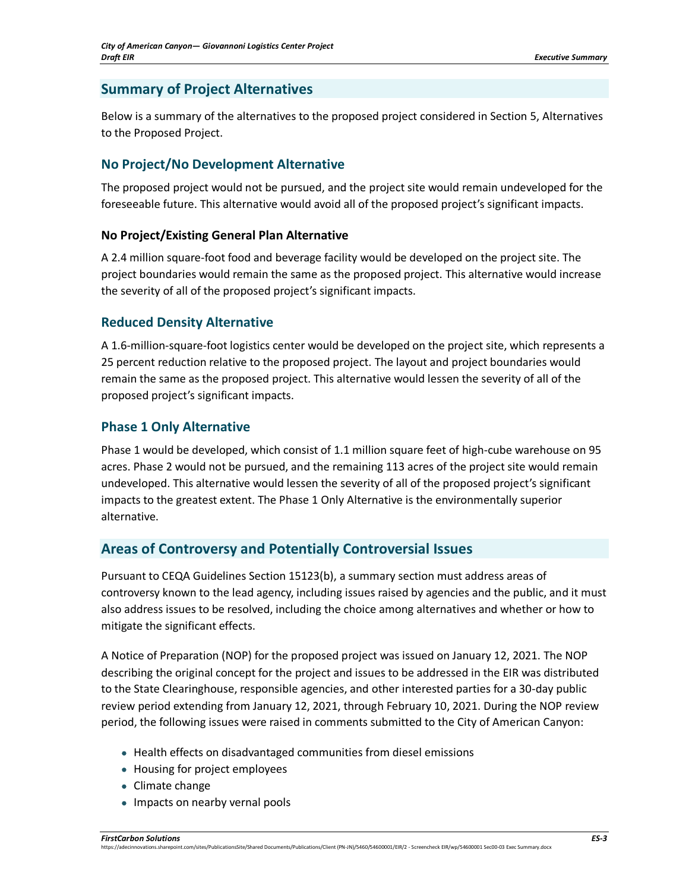## Summary of Project Alternatives

Below is a summary of the alternatives to the proposed project considered in Section 5, Alternatives to the Proposed Project.

### No Project/No Development Alternative

The proposed project would not be pursued, and the project site would remain undeveloped for the foreseeable future. This alternative would avoid all of the proposed project's significant impacts.

#### No Project/Existing General Plan Alternative

A 2.4 million square-foot food and beverage facility would be developed on the project site. The project boundaries would remain the same as the proposed project. This alternative would increase the severity of all of the proposed project's significant impacts.

### Reduced Density Alternative

A 1.6-million-square-foot logistics center would be developed on the project site, which represents a 25 percent reduction relative to the proposed project. The layout and project boundaries would remain the same as the proposed project. This alternative would lessen the severity of all of the proposed project's significant impacts.

### Phase 1 Only Alternative

Phase 1 would be developed, which consist of 1.1 million square feet of high-cube warehouse on 95 acres. Phase 2 would not be pursued, and the remaining 113 acres of the project site would remain undeveloped. This alternative would lessen the severity of all of the proposed project's significant impacts to the greatest extent. The Phase 1 Only Alternative is the environmentally superior alternative.

## Areas of Controversy and Potentially Controversial Issues

Pursuant to CEQA Guidelines Section 15123(b), a summary section must address areas of controversy known to the lead agency, including issues raised by agencies and the public, and it must also address issues to be resolved, including the choice among alternatives and whether or how to mitigate the significant effects.

A Notice of Preparation (NOP) for the proposed project was issued on January 12, 2021. The NOP describing the original concept for the project and issues to be addressed in the EIR was distributed to the State Clearinghouse, responsible agencies, and other interested parties for a 30-day public review period extending from January 12, 2021, through February 10, 2021. During the NOP review period, the following issues were raised in comments submitted to the City of American Canyon:

- Health effects on disadvantaged communities from diesel emissions
- Housing for project employees
- Climate change
- Impacts on nearby vernal pools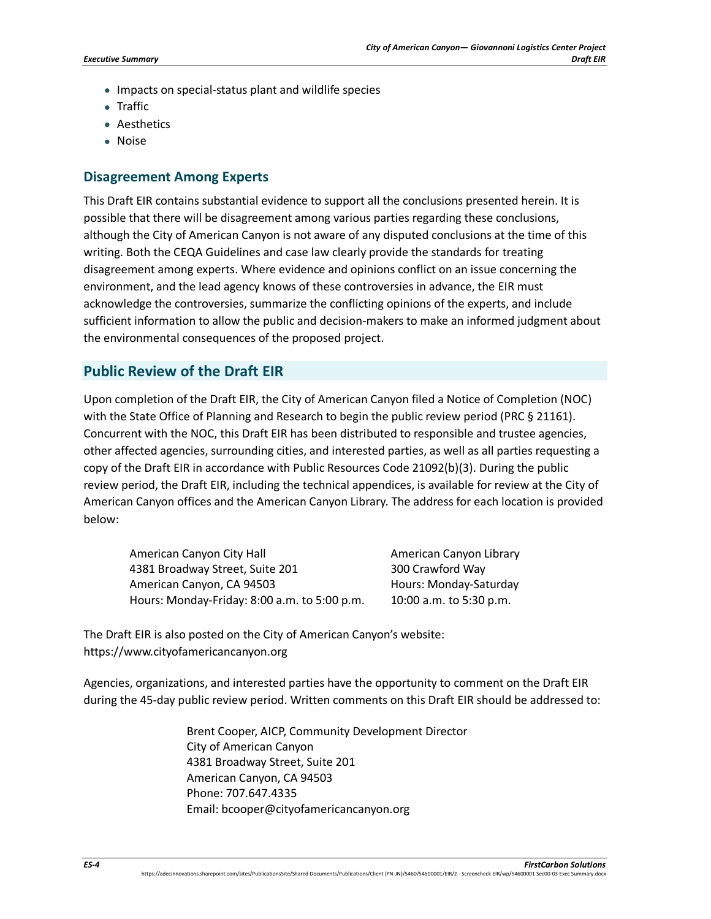- Impacts on special-status plant and wildlife species
- Traffic
- Aesthetics
- Noise

### Disagreement Among Experts

This Draft EIR contains substantial evidence to support all the conclusions presented herein. It is possible that there will be disagreement among various parties regarding these conclusions, although the City of American Canyon is not aware of any disputed conclusions at the time of this writing. Both the CEQA Guidelines and case law clearly provide the standards for treating disagreement among experts. Where evidence and opinions conflict on an issue concerning the environment, and the lead agency knows of these controversies in advance, the EIR must acknowledge the controversies, summarize the conflicting opinions of the experts, and include sufficient information to allow the public and decision-makers to make an informed judgment about the environmental consequences of the proposed project.

## Public Review of the Draft EIR

Upon completion of the Draft EIR, the City of American Canyon filed a Notice of Completion (NOC) with the State Office of Planning and Research to begin the public review period (PRC § 21161). Concurrent with the NOC, this Draft EIR has been distributed to responsible and trustee agencies, other affected agencies, surrounding cities, and interested parties, as well as all parties requesting a copy of the Draft EIR in accordance with Public Resources Code 21092(b)(3). During the public review period, the Draft EIR, including the technical appendices, is available for review at the City of American Canyon offices and the American Canyon Library. The address for each location is provided below:

American Canyon City Hall
4381 Broadway Street, Suite 201
American Canyon, CA 94503
Hours: Monday-Friday: 8:00 a.m. to 5:00 p.m.

American Canyon Library
300 Crawford Way
Hours: Monday-Saturday
10:00 a.m. to 5:30 p.m.

The Draft EIR is also posted on the City of American Canyon's website:
https://www.cityofamericancanyon.org

Agencies, organizations, and interested parties have the opportunity to comment on the Draft EIR during the 45-day public review period. Written comments on this Draft EIR should be addressed to:

Brent Cooper, AICP, Community Development Director
City of American Canyon
4381 Broadway Street, Suite 201
American Canyon, CA 94503
Phone: 707.647.4335
Email: bcooper@cityofamericancanyon.org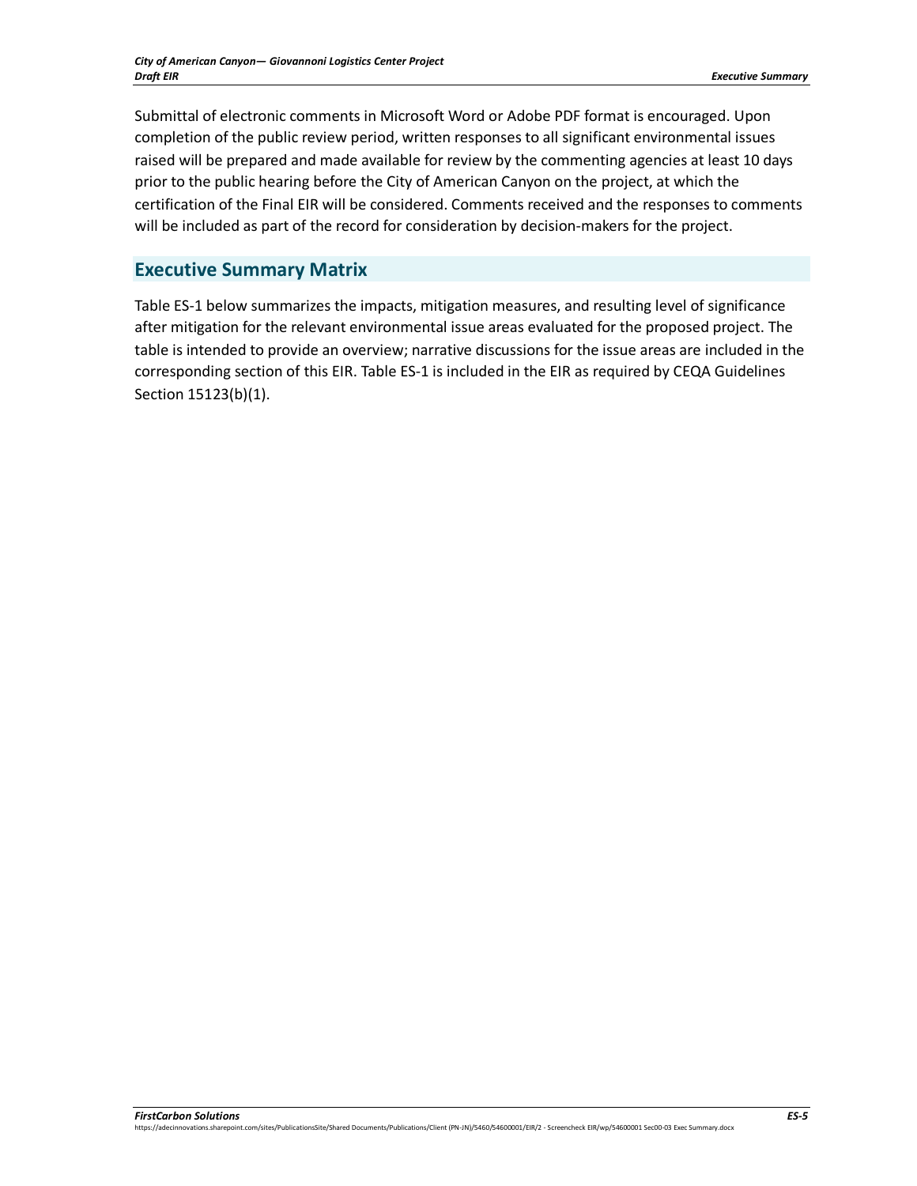Submittal of electronic comments in Microsoft Word or Adobe PDF format is encouraged. Upon completion of the public review period, written responses to all significant environmental issues raised will be prepared and made available for review by the commenting agencies at least 10 days prior to the public hearing before the City of American Canyon on the project, at which the certification of the Final EIR will be considered. Comments received and the responses to comments will be included as part of the record for consideration by decision-makers for the project.

## Executive Summary Matrix

Table ES-1 below summarizes the impacts, mitigation measures, and resulting level of significance after mitigation for the relevant environmental issue areas evaluated for the proposed project. The table is intended to provide an overview; narrative discussions for the issue areas are included in the corresponding section of this EIR. Table ES-1 is included in the EIR as required by CEQA Guidelines Section 15123(b)(1).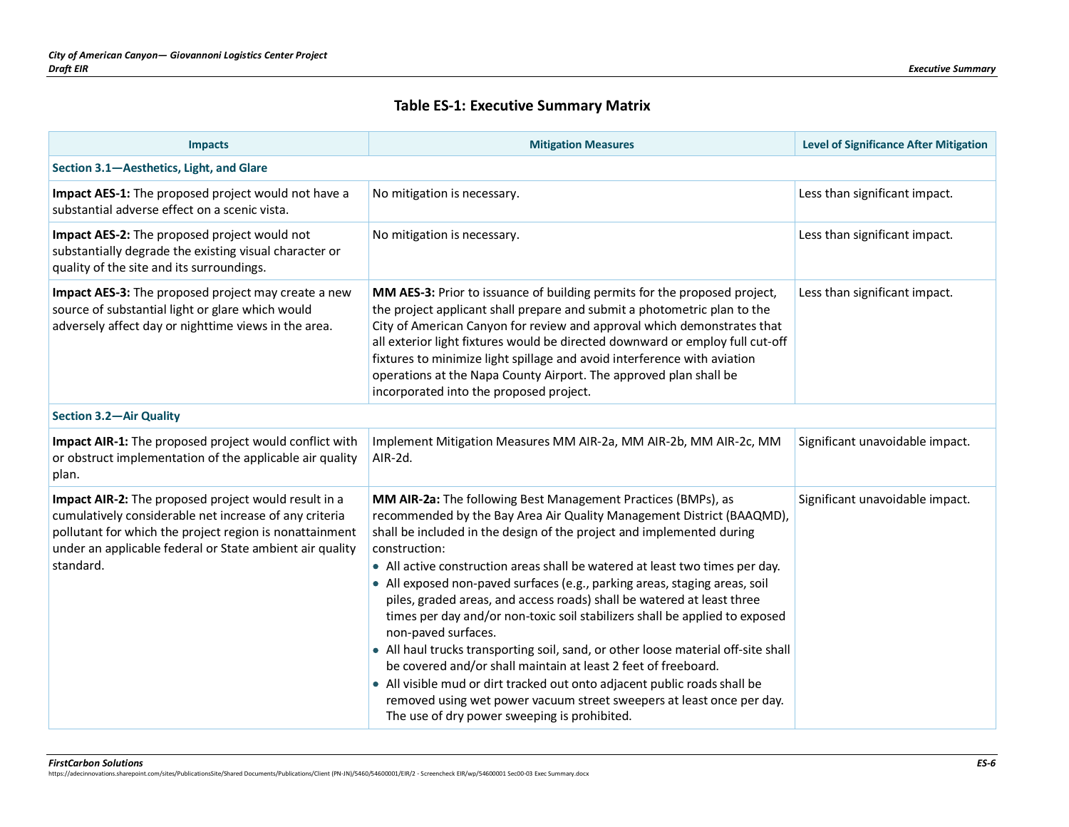## Table ES-1: Executive Summary Matrix

| Impacts | Mitigation Measures | Level of Significance After Mitigation |
|---|---|---|
| **Section 3.1—Aesthetics, Light, and Glare** | | |
| **Impact AES-1:** The proposed project would not have a substantial adverse effect on a scenic vista. | No mitigation is necessary. | Less than significant impact. |
| **Impact AES-2:** The proposed project would not substantially degrade the existing visual character or quality of the site and its surroundings. | No mitigation is necessary. | Less than significant impact. |
| **Impact AES-3:** The proposed project may create a new source of substantial light or glare which would adversely affect day or nighttime views in the area. | **MM AES-3:** Prior to issuance of building permits for the proposed project, the project applicant shall prepare and submit a photometric plan to the City of American Canyon for review and approval which demonstrates that all exterior light fixtures would be directed downward or employ full cut-off fixtures to minimize light spillage and avoid interference with aviation operations at the Napa County Airport. The approved plan shall be incorporated into the proposed project. | Less than significant impact. |
| **Section 3.2—Air Quality** | | |
| **Impact AIR-1:** The proposed project would conflict with or obstruct implementation of the applicable air quality plan. | Implement Mitigation Measures MM AIR-2a, MM AIR-2b, MM AIR-2c, MM AIR-2d. | Significant unavoidable impact. |
| **Impact AIR-2:** The proposed project would result in a cumulatively considerable net increase of any criteria pollutant for which the project region is nonattainment under an applicable federal or State ambient air quality standard. | **MM AIR-2a:** The following Best Management Practices (BMPs), as recommended by the Bay Area Air Quality Management District (BAAQMD), shall be included in the design of the project and implemented during construction:<br>• All active construction areas shall be watered at least two times per day.<br>• All exposed non-paved surfaces (e.g., parking areas, staging areas, soil piles, graded areas, and access roads) shall be watered at least three times per day and/or non-toxic soil stabilizers shall be applied to exposed non-paved surfaces.<br>• All haul trucks transporting soil, sand, or other loose material off-site shall be covered and/or shall maintain at least 2 feet of freeboard.<br>• All visible mud or dirt tracked out onto adjacent public roads shall be removed using wet power vacuum street sweepers at least once per day. The use of dry power sweeping is prohibited. | Significant unavoidable impact. |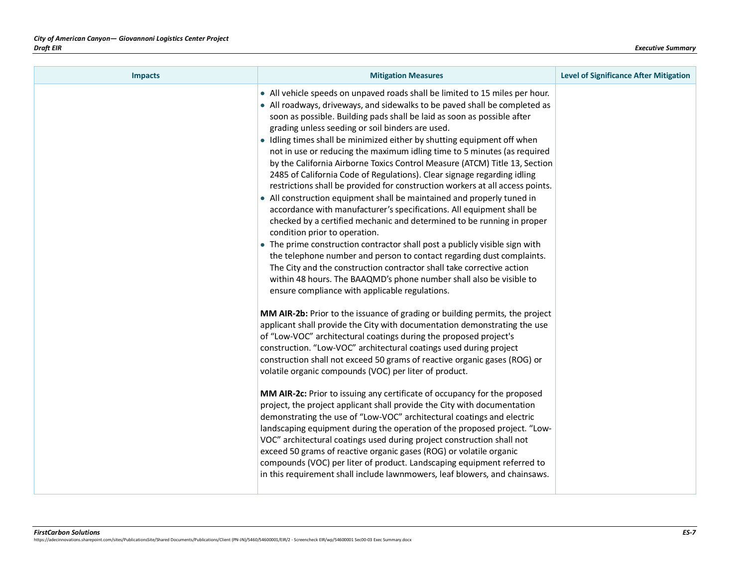| Impacts | Mitigation Measures | Level of Significance After Mitigation |
|---|---|---|
| | • All vehicle speeds on unpaved roads shall be limited to 15 miles per hour.<br>• All roadways, driveways, and sidewalks to be paved shall be completed as soon as possible. Building pads shall be laid as soon as possible after grading unless seeding or soil binders are used.<br>• Idling times shall be minimized either by shutting equipment off when not in use or reducing the maximum idling time to 5 minutes (as required by the California Airborne Toxics Control Measure (ATCM) Title 13, Section 2485 of California Code of Regulations). Clear signage regarding idling restrictions shall be provided for construction workers at all access points.<br>• All construction equipment shall be maintained and properly tuned in accordance with manufacturer's specifications. All equipment shall be checked by a certified mechanic and determined to be running in proper condition prior to operation.<br>• The prime construction contractor shall post a publicly visible sign with the telephone number and person to contact regarding dust complaints. The City and the construction contractor shall take corrective action within 48 hours. The BAAQMD's phone number shall also be visible to ensure compliance with applicable regulations.<br><br>**MM AIR-2b:** Prior to the issuance of grading or building permits, the project applicant shall provide the City with documentation demonstrating the use of "Low-VOC" architectural coatings during the proposed project's construction. "Low-VOC" architectural coatings used during project construction shall not exceed 50 grams of reactive organic gases (ROG) or volatile organic compounds (VOC) per liter of product.<br><br>**MM AIR-2c:** Prior to issuing any certificate of occupancy for the proposed project, the project applicant shall provide the City with documentation demonstrating the use of "Low-VOC" architectural coatings and electric landscaping equipment during the operation of the proposed project. "Low-VOC" architectural coatings used during project construction shall not exceed 50 grams of reactive organic gases (ROG) or volatile organic compounds (VOC) per liter of product. Landscaping equipment referred to in this requirement shall include lawnmowers, leaf blowers, and chainsaws. | |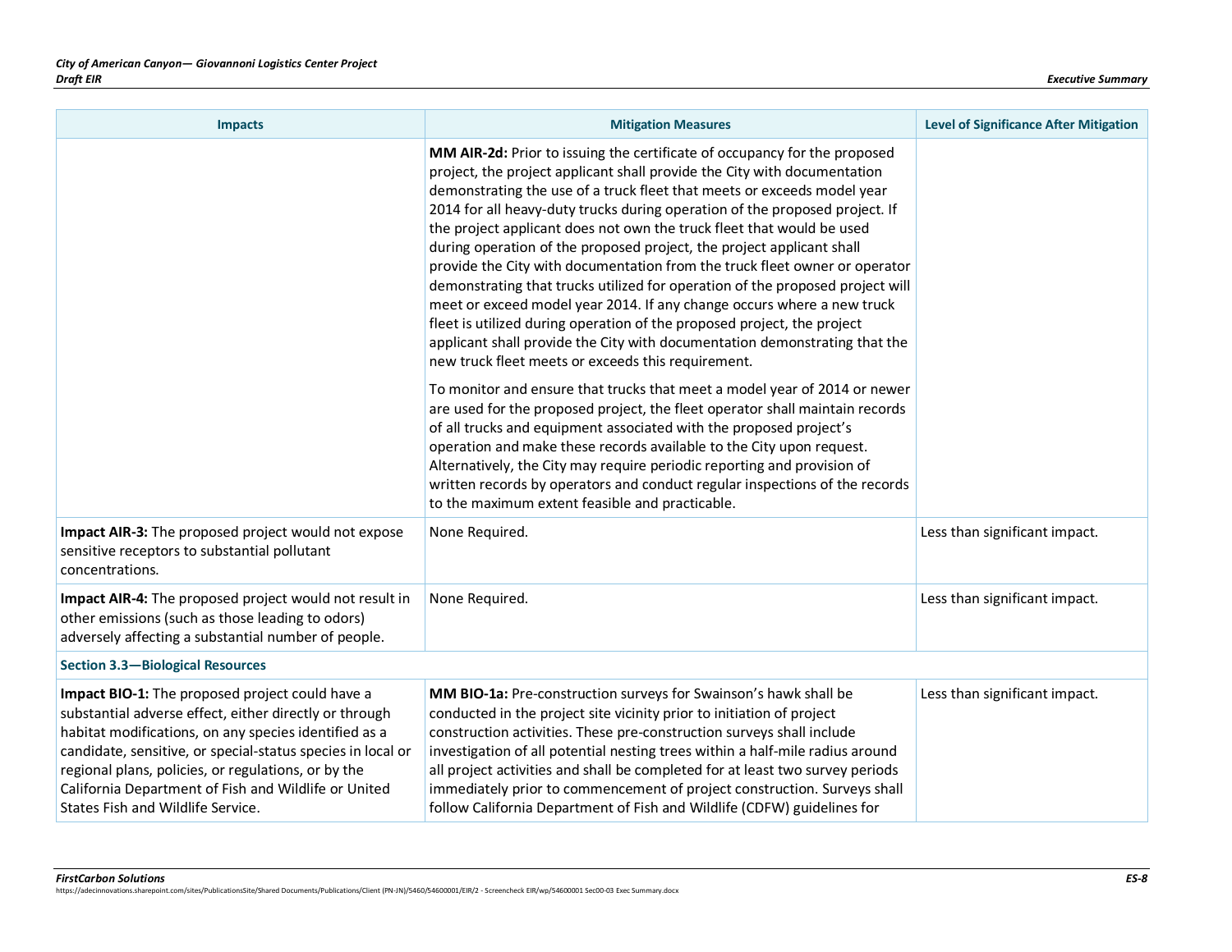| Impacts | Mitigation Measures | Level of Significance After Mitigation |
|---|---|---|
| | **MM AIR-2d:** Prior to issuing the certificate of occupancy for the proposed project, the project applicant shall provide the City with documentation demonstrating the use of a truck fleet that meets or exceeds model year 2014 for all heavy-duty trucks during operation of the proposed project. If the project applicant does not own the truck fleet that would be used during operation of the proposed project, the project applicant shall provide the City with documentation from the truck fleet owner or operator demonstrating that trucks utilized for operation of the proposed project will meet or exceed model year 2014. If any change occurs where a new truck fleet is utilized during operation of the proposed project, the project applicant shall provide the City with documentation demonstrating that the new truck fleet meets or exceeds this requirement.<br><br>To monitor and ensure that trucks that meet a model year of 2014 or newer are used for the proposed project, the fleet operator shall maintain records of all trucks and equipment associated with the proposed project's operation and make these records available to the City upon request. Alternatively, the City may require periodic reporting and provision of written records by operators and conduct regular inspections of the records to the maximum extent feasible and practicable. | |
| **Impact AIR-3:** The proposed project would not expose sensitive receptors to substantial pollutant concentrations. | None Required. | Less than significant impact. |
| **Impact AIR-4:** The proposed project would not result in other emissions (such as those leading to odors) adversely affecting a substantial number of people. | None Required. | Less than significant impact. |
| **Section 3.3—Biological Resources** | | |
| **Impact BIO-1:** The proposed project could have a substantial adverse effect, either directly or through habitat modifications, on any species identified as a candidate, sensitive, or special-status species in local or regional plans, policies, or regulations, or by the California Department of Fish and Wildlife or United States Fish and Wildlife Service. | **MM BIO-1a:** Pre-construction surveys for Swainson's hawk shall be conducted in the project site vicinity prior to initiation of project construction activities. These pre-construction surveys shall include investigation of all potential nesting trees within a half-mile radius around all project activities and shall be completed for at least two survey periods immediately prior to commencement of project construction. Surveys shall follow California Department of Fish and Wildlife (CDFW) guidelines for | Less than significant impact. |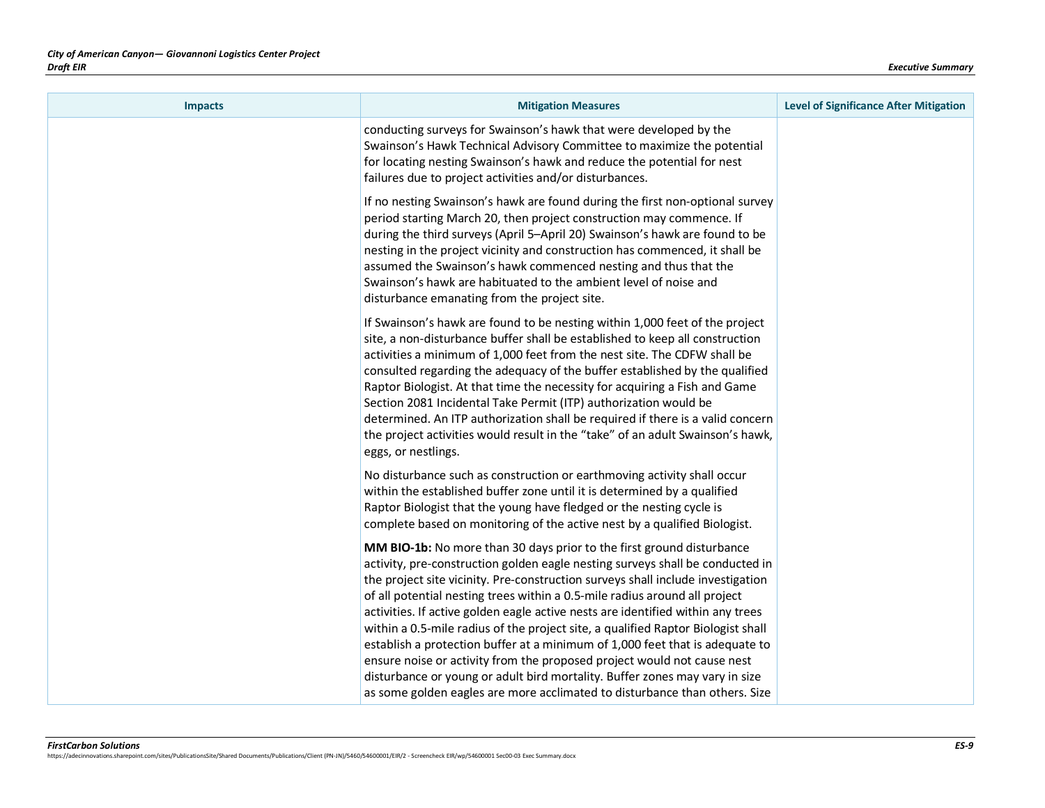| Impacts | Mitigation Measures | Level of Significance After Mitigation |
|---|---|---|
| | conducting surveys for Swainson's hawk that were developed by the Swainson's Hawk Technical Advisory Committee to maximize the potential for locating nesting Swainson's hawk and reduce the potential for nest failures due to project activities and/or disturbances.<br><br>If no nesting Swainson's hawk are found during the first non-optional survey period starting March 20, then project construction may commence. If during the third surveys (April 5–April 20) Swainson's hawk are found to be nesting in the project vicinity and construction has commenced, it shall be assumed the Swainson's hawk commenced nesting and thus that the Swainson's hawk are habituated to the ambient level of noise and disturbance emanating from the project site.<br><br>If Swainson's hawk are found to be nesting within 1,000 feet of the project site, a non-disturbance buffer shall be established to keep all construction activities a minimum of 1,000 feet from the nest site. The CDFW shall be consulted regarding the adequacy of the buffer established by the qualified Raptor Biologist. At that time the necessity for acquiring a Fish and Game Section 2081 Incidental Take Permit (ITP) authorization would be determined. An ITP authorization shall be required if there is a valid concern the project activities would result in the "take" of an adult Swainson's hawk, eggs, or nestlings.<br><br>No disturbance such as construction or earthmoving activity shall occur within the established buffer zone until it is determined by a qualified Raptor Biologist that the young have fledged or the nesting cycle is complete based on monitoring of the active nest by a qualified Biologist.<br><br>**MM BIO-1b:** No more than 30 days prior to the first ground disturbance activity, pre-construction golden eagle nesting surveys shall be conducted in the project site vicinity. Pre-construction surveys shall include investigation of all potential nesting trees within a 0.5-mile radius around all project activities. If active golden eagle active nests are identified within any trees within a 0.5-mile radius of the project site, a qualified Raptor Biologist shall establish a protection buffer at a minimum of 1,000 feet that is adequate to ensure noise or activity from the proposed project would not cause nest disturbance or young or adult bird mortality. Buffer zones may vary in size as some golden eagles are more acclimated to disturbance than others. Size | |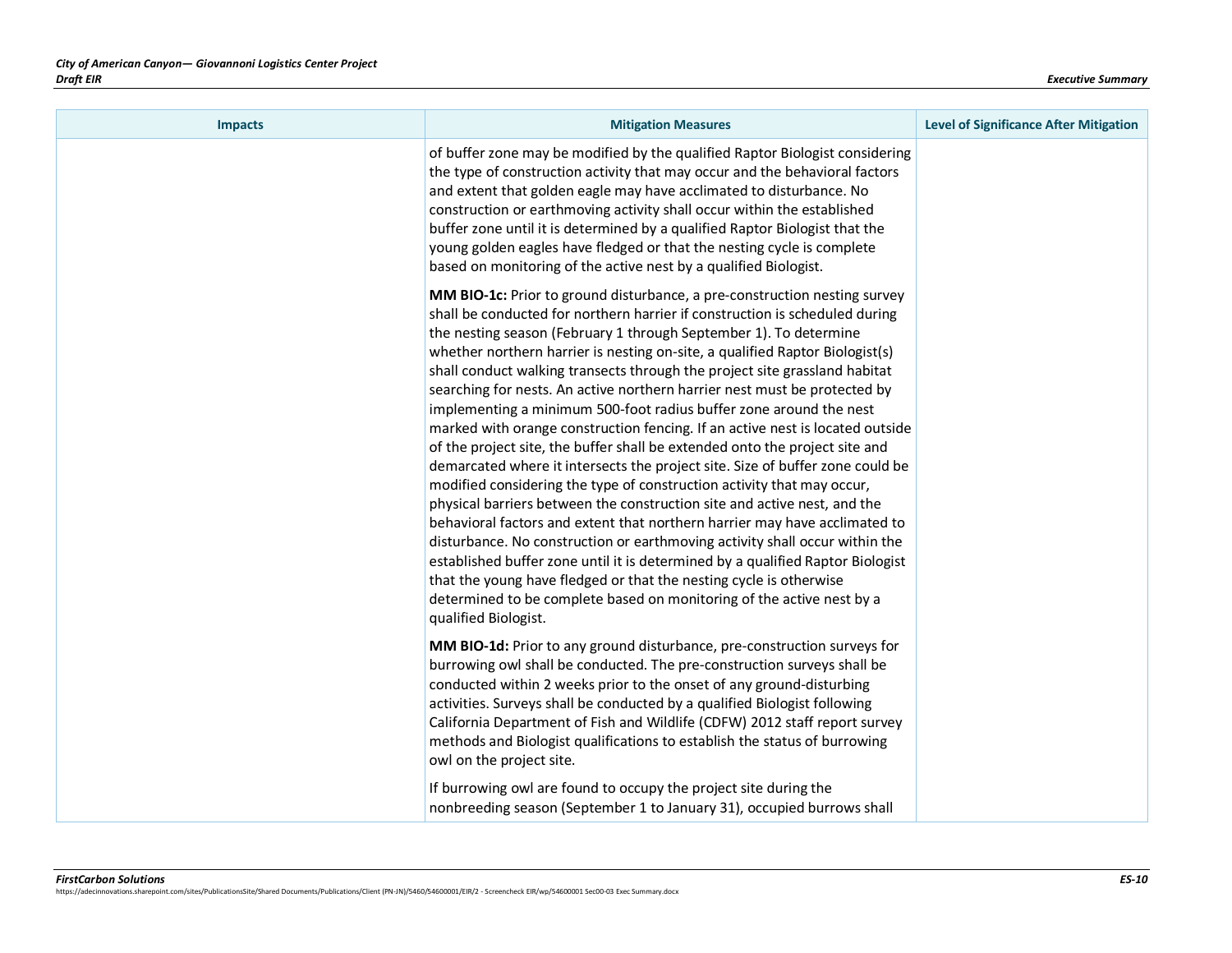| Impacts | Mitigation Measures | Level of Significance After Mitigation |
|---|---|---|
| | of buffer zone may be modified by the qualified Raptor Biologist considering the type of construction activity that may occur and the behavioral factors and extent that golden eagle may have acclimated to disturbance. No construction or earthmoving activity shall occur within the established buffer zone until it is determined by a qualified Raptor Biologist that the young golden eagles have fledged or that the nesting cycle is complete based on monitoring of the active nest by a qualified Biologist.<br><br>**MM BIO-1c:** Prior to ground disturbance, a pre-construction nesting survey shall be conducted for northern harrier if construction is scheduled during the nesting season (February 1 through September 1). To determine whether northern harrier is nesting on-site, a qualified Raptor Biologist(s) shall conduct walking transects through the project site grassland habitat searching for nests. An active northern harrier nest must be protected by implementing a minimum 500-foot radius buffer zone around the nest marked with orange construction fencing. If an active nest is located outside of the project site, the buffer shall be extended onto the project site and demarcated where it intersects the project site. Size of buffer zone could be modified considering the type of construction activity that may occur, physical barriers between the construction site and active nest, and the behavioral factors and extent that northern harrier may have acclimated to disturbance. No construction or earthmoving activity shall occur within the established buffer zone until it is determined by a qualified Raptor Biologist that the young have fledged or that the nesting cycle is otherwise determined to be complete based on monitoring of the active nest by a qualified Biologist.<br><br>**MM BIO-1d:** Prior to any ground disturbance, pre-construction surveys for burrowing owl shall be conducted. The pre-construction surveys shall be conducted within 2 weeks prior to the onset of any ground-disturbing activities. Surveys shall be conducted by a qualified Biologist following California Department of Fish and Wildlife (CDFW) 2012 staff report survey methods and Biologist qualifications to establish the status of burrowing owl on the project site.<br><br>If burrowing owl are found to occupy the project site during the nonbreeding season (September 1 to January 31), occupied burrows shall | |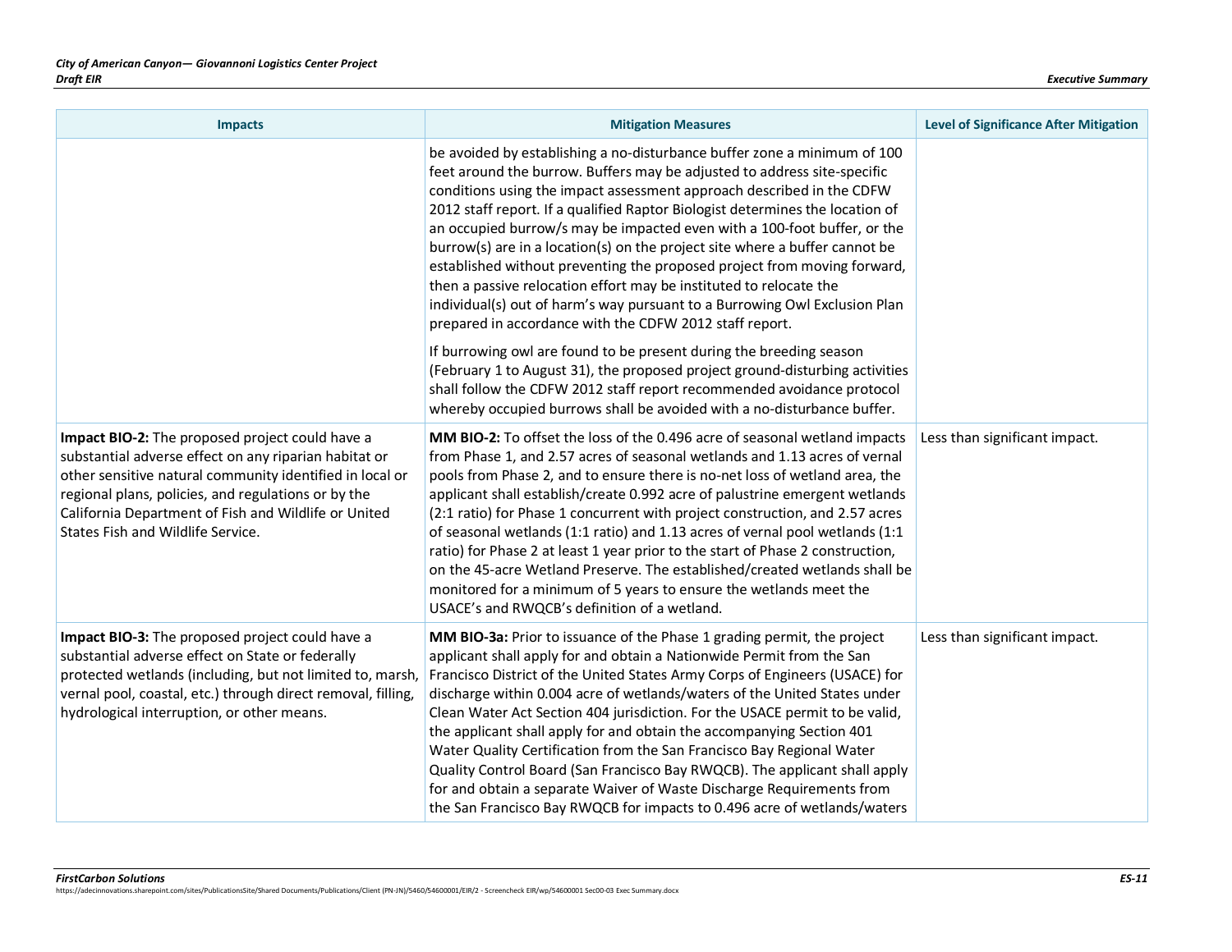| Impacts | Mitigation Measures | Level of Significance After Mitigation |
|---|---|---|
| | be avoided by establishing a no-disturbance buffer zone a minimum of 100 feet around the burrow. Buffers may be adjusted to address site-specific conditions using the impact assessment approach described in the CDFW 2012 staff report. If a qualified Raptor Biologist determines the location of an occupied burrow/s may be impacted even with a 100-foot buffer, or the burrow(s) are in a location(s) on the project site where a buffer cannot be established without preventing the proposed project from moving forward, then a passive relocation effort may be instituted to relocate the individual(s) out of harm's way pursuant to a Burrowing Owl Exclusion Plan prepared in accordance with the CDFW 2012 staff report.<br><br>If burrowing owl are found to be present during the breeding season (February 1 to August 31), the proposed project ground-disturbing activities shall follow the CDFW 2012 staff report recommended avoidance protocol whereby occupied burrows shall be avoided with a no-disturbance buffer. | |
| **Impact BIO-2:** The proposed project could have a substantial adverse effect on any riparian habitat or other sensitive natural community identified in local or regional plans, policies, and regulations or by the California Department of Fish and Wildlife or United States Fish and Wildlife Service. | **MM BIO-2:** To offset the loss of the 0.496 acre of seasonal wetland impacts from Phase 1, and 2.57 acres of seasonal wetlands and 1.13 acres of vernal pools from Phase 2, and to ensure there is no-net loss of wetland area, the applicant shall establish/create 0.992 acre of palustrine emergent wetlands (2:1 ratio) for Phase 1 concurrent with project construction, and 2.57 acres of seasonal wetlands (1:1 ratio) and 1.13 acres of vernal pool wetlands (1:1 ratio) for Phase 2 at least 1 year prior to the start of Phase 2 construction, on the 45-acre Wetland Preserve. The established/created wetlands shall be monitored for a minimum of 5 years to ensure the wetlands meet the USACE's and RWQCB's definition of a wetland. | Less than significant impact. |
| **Impact BIO-3:** The proposed project could have a substantial adverse effect on State or federally protected wetlands (including, but not limited to, marsh, vernal pool, coastal, etc.) through direct removal, filling, hydrological interruption, or other means. | **MM BIO-3a:** Prior to issuance of the Phase 1 grading permit, the project applicant shall apply for and obtain a Nationwide Permit from the San Francisco District of the United States Army Corps of Engineers (USACE) for discharge within 0.004 acre of wetlands/waters of the United States under Clean Water Act Section 404 jurisdiction. For the USACE permit to be valid, the applicant shall apply for and obtain the accompanying Section 401 Water Quality Certification from the San Francisco Bay Regional Water Quality Control Board (San Francisco Bay RWQCB). The applicant shall apply for and obtain a separate Waiver of Waste Discharge Requirements from the San Francisco Bay RWQCB for impacts to 0.496 acre of wetlands/waters | Less than significant impact. |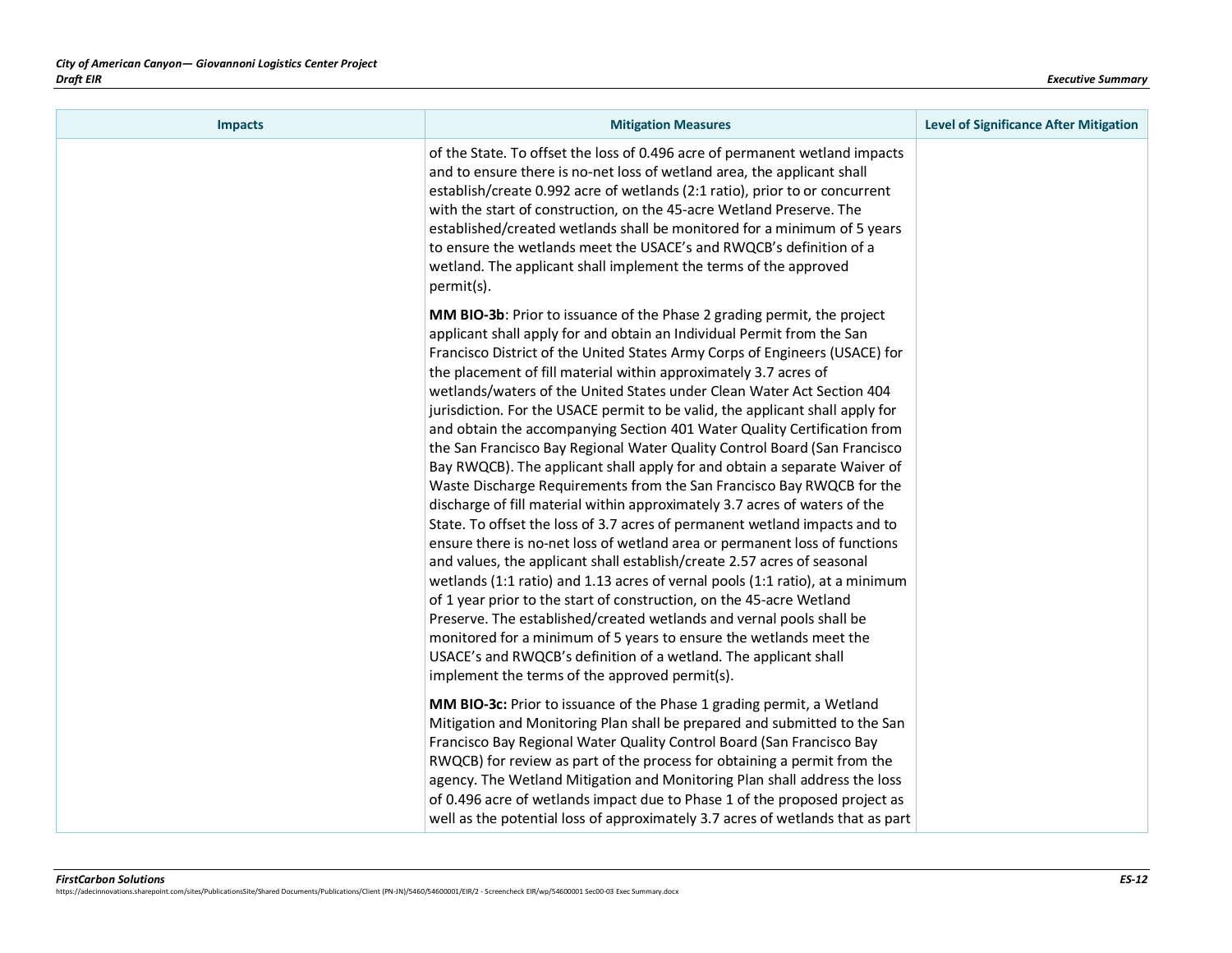| Impacts | Mitigation Measures | Level of Significance After Mitigation |
|---|---|---|
| | of the State. To offset the loss of 0.496 acre of permanent wetland impacts and to ensure there is no-net loss of wetland area, the applicant shall establish/create 0.992 acre of wetlands (2:1 ratio), prior to or concurrent with the start of construction, on the 45-acre Wetland Preserve. The established/created wetlands shall be monitored for a minimum of 5 years to ensure the wetlands meet the USACE's and RWQCB's definition of a wetland. The applicant shall implement the terms of the approved permit(s).<br><br>**MM BIO-3b**: Prior to issuance of the Phase 2 grading permit, the project applicant shall apply for and obtain an Individual Permit from the San Francisco District of the United States Army Corps of Engineers (USACE) for the placement of fill material within approximately 3.7 acres of wetlands/waters of the United States under Clean Water Act Section 404 jurisdiction. For the USACE permit to be valid, the applicant shall apply for and obtain the accompanying Section 401 Water Quality Certification from the San Francisco Bay Regional Water Quality Control Board (San Francisco Bay RWQCB). The applicant shall apply for and obtain a separate Waiver of Waste Discharge Requirements from the San Francisco Bay RWQCB for the discharge of fill material within approximately 3.7 acres of waters of the State. To offset the loss of 3.7 acres of permanent wetland impacts and to ensure there is no-net loss of wetland area or permanent loss of functions and values, the applicant shall establish/create 2.57 acres of seasonal wetlands (1:1 ratio) and 1.13 acres of vernal pools (1:1 ratio), at a minimum of 1 year prior to the start of construction, on the 45-acre Wetland Preserve. The established/created wetlands and vernal pools shall be monitored for a minimum of 5 years to ensure the wetlands meet the USACE's and RWQCB's definition of a wetland. The applicant shall implement the terms of the approved permit(s).<br><br>**MM BIO-3c:** Prior to issuance of the Phase 1 grading permit, a Wetland Mitigation and Monitoring Plan shall be prepared and submitted to the San Francisco Bay Regional Water Quality Control Board (San Francisco Bay RWQCB) for review as part of the process for obtaining a permit from the agency. The Wetland Mitigation and Monitoring Plan shall address the loss of 0.496 acre of wetlands impact due to Phase 1 of the proposed project as well as the potential loss of approximately 3.7 acres of wetlands that as part | |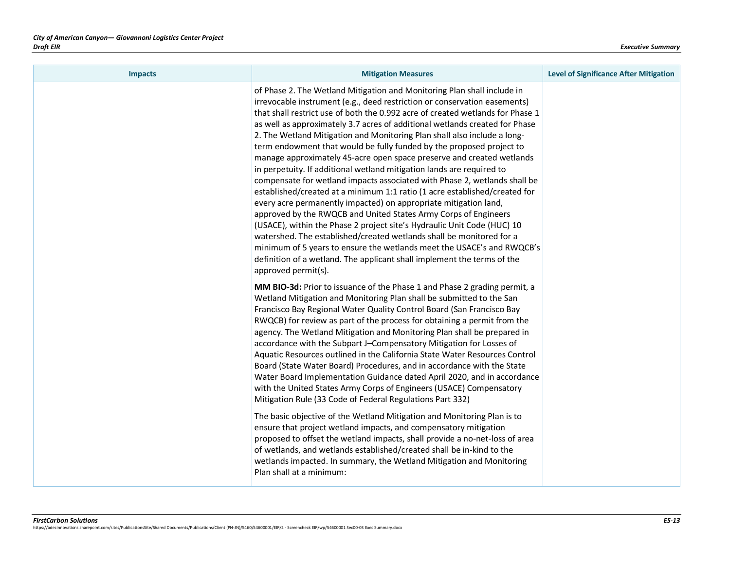| Impacts | Mitigation Measures | Level of Significance After Mitigation |
|---|---|---|
| | of Phase 2. The Wetland Mitigation and Monitoring Plan shall include in irrevocable instrument (e.g., deed restriction or conservation easements) that shall restrict use of both the 0.992 acre of created wetlands for Phase 1 as well as approximately 3.7 acres of additional wetlands created for Phase 2. The Wetland Mitigation and Monitoring Plan shall also include a long-term endowment that would be fully funded by the proposed project to manage approximately 45-acre open space preserve and created wetlands in perpetuity. If additional wetland mitigation lands are required to compensate for wetland impacts associated with Phase 2, wetlands shall be established/created at a minimum 1:1 ratio (1 acre established/created for every acre permanently impacted) on appropriate mitigation land, approved by the RWQCB and United States Army Corps of Engineers (USACE), within the Phase 2 project site's Hydraulic Unit Code (HUC) 10 watershed. The established/created wetlands shall be monitored for a minimum of 5 years to ensure the wetlands meet the USACE's and RWQCB's definition of a wetland. The applicant shall implement the terms of the approved permit(s).<br><br>**MM BIO-3d:** Prior to issuance of the Phase 1 and Phase 2 grading permit, a Wetland Mitigation and Monitoring Plan shall be submitted to the San Francisco Bay Regional Water Quality Control Board (San Francisco Bay RWQCB) for review as part of the process for obtaining a permit from the agency. The Wetland Mitigation and Monitoring Plan shall be prepared in accordance with the Subpart J–Compensatory Mitigation for Losses of Aquatic Resources outlined in the California State Water Resources Control Board (State Water Board) Procedures, and in accordance with the State Water Board Implementation Guidance dated April 2020, and in accordance with the United States Army Corps of Engineers (USACE) Compensatory Mitigation Rule (33 Code of Federal Regulations Part 332)<br><br>The basic objective of the Wetland Mitigation and Monitoring Plan is to ensure that project wetland impacts, and compensatory mitigation proposed to offset the wetland impacts, shall provide a no-net-loss of area of wetlands, and wetlands established/created shall be in-kind to the wetlands impacted. In summary, the Wetland Mitigation and Monitoring Plan shall at a minimum: | |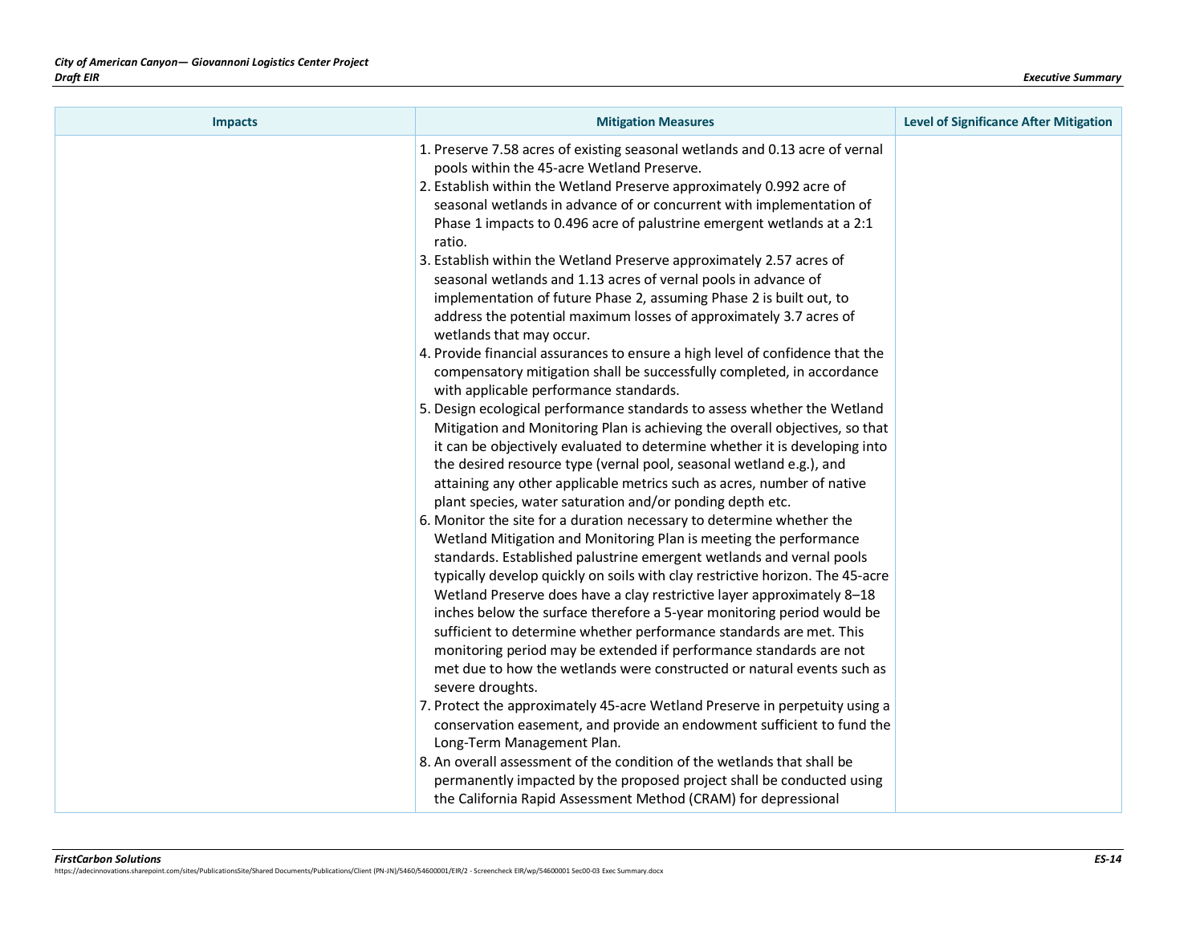| Impacts | Mitigation Measures | Level of Significance After Mitigation |
|---|---|---|
| | 1. Preserve 7.58 acres of existing seasonal wetlands and 0.13 acre of vernal pools within the 45-acre Wetland Preserve.<br>2. Establish within the Wetland Preserve approximately 0.992 acre of seasonal wetlands in advance of or concurrent with implementation of Phase 1 impacts to 0.496 acre of palustrine emergent wetlands at a 2:1 ratio.<br>3. Establish within the Wetland Preserve approximately 2.57 acres of seasonal wetlands and 1.13 acres of vernal pools in advance of implementation of future Phase 2, assuming Phase 2 is built out, to address the potential maximum losses of approximately 3.7 acres of wetlands that may occur.<br>4. Provide financial assurances to ensure a high level of confidence that the compensatory mitigation shall be successfully completed, in accordance with applicable performance standards.<br>5. Design ecological performance standards to assess whether the Wetland Mitigation and Monitoring Plan is achieving the overall objectives, so that it can be objectively evaluated to determine whether it is developing into the desired resource type (vernal pool, seasonal wetland e.g.), and attaining any other applicable metrics such as acres, number of native plant species, water saturation and/or ponding depth etc.<br>6. Monitor the site for a duration necessary to determine whether the Wetland Mitigation and Monitoring Plan is meeting the performance standards. Established palustrine emergent wetlands and vernal pools typically develop quickly on soils with clay restrictive horizon. The 45-acre Wetland Preserve does have a clay restrictive layer approximately 8–18 inches below the surface therefore a 5-year monitoring period would be sufficient to determine whether performance standards are met. This monitoring period may be extended if performance standards are not met due to how the wetlands were constructed or natural events such as severe droughts.<br>7. Protect the approximately 45-acre Wetland Preserve in perpetuity using a conservation easement, and provide an endowment sufficient to fund the Long-Term Management Plan.<br>8. An overall assessment of the condition of the wetlands that shall be permanently impacted by the proposed project shall be conducted using the California Rapid Assessment Method (CRAM) for depressional | |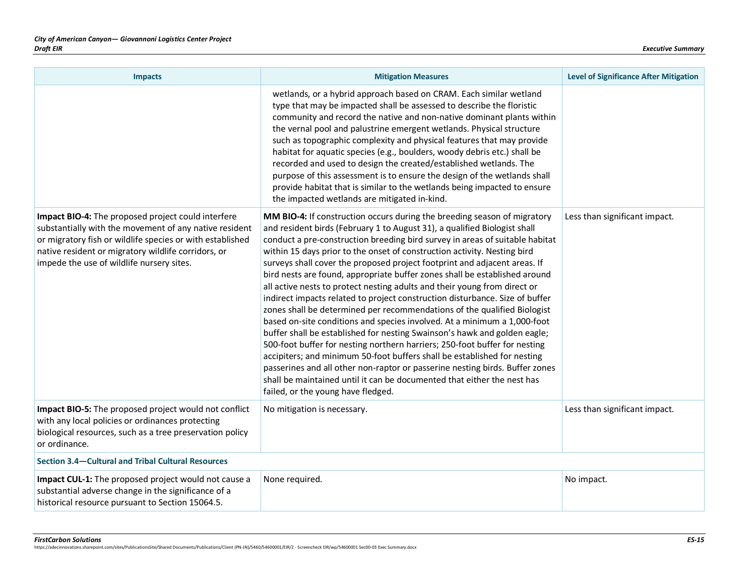| Impacts | Mitigation Measures | Level of Significance After Mitigation |
|---|---|---|
| | wetlands, or a hybrid approach based on CRAM. Each similar wetland type that may be impacted shall be assessed to describe the floristic community and record the native and non-native dominant plants within the vernal pool and palustrine emergent wetlands. Physical structure such as topographic complexity and physical features that may provide habitat for aquatic species (e.g., boulders, woody debris etc.) shall be recorded and used to design the created/established wetlands. The purpose of this assessment is to ensure the design of the wetlands shall provide habitat that is similar to the wetlands being impacted to ensure the impacted wetlands are mitigated in-kind. | |
| **Impact BIO-4:** The proposed project could interfere substantially with the movement of any native resident or migratory fish or wildlife species or with established native resident or migratory wildlife corridors, or impede the use of wildlife nursery sites. | **MM BIO-4:** If construction occurs during the breeding season of migratory and resident birds (February 1 to August 31), a qualified Biologist shall conduct a pre-construction breeding bird survey in areas of suitable habitat within 15 days prior to the onset of construction activity. Nesting bird surveys shall cover the proposed project footprint and adjacent areas. If bird nests are found, appropriate buffer zones shall be established around all active nests to protect nesting adults and their young from direct or indirect impacts related to project construction disturbance. Size of buffer zones shall be determined per recommendations of the qualified Biologist based on-site conditions and species involved. At a minimum a 1,000-foot buffer shall be established for nesting Swainson's hawk and golden eagle; 500-foot buffer for nesting northern harriers; 250-foot buffer for nesting accipiters; and minimum 50-foot buffers shall be established for nesting passerines and all other non-raptor or passerine nesting birds. Buffer zones shall be maintained until it can be documented that either the nest has failed, or the young have fledged. | Less than significant impact. |
| **Impact BIO-5:** The proposed project would not conflict with any local policies or ordinances protecting biological resources, such as a tree preservation policy or ordinance. | No mitigation is necessary. | Less than significant impact. |
| **Section 3.4—Cultural and Tribal Cultural Resources** | | |
| **Impact CUL-1:** The proposed project would not cause a substantial adverse change in the significance of a historical resource pursuant to Section 15064.5. | None required. | No impact. |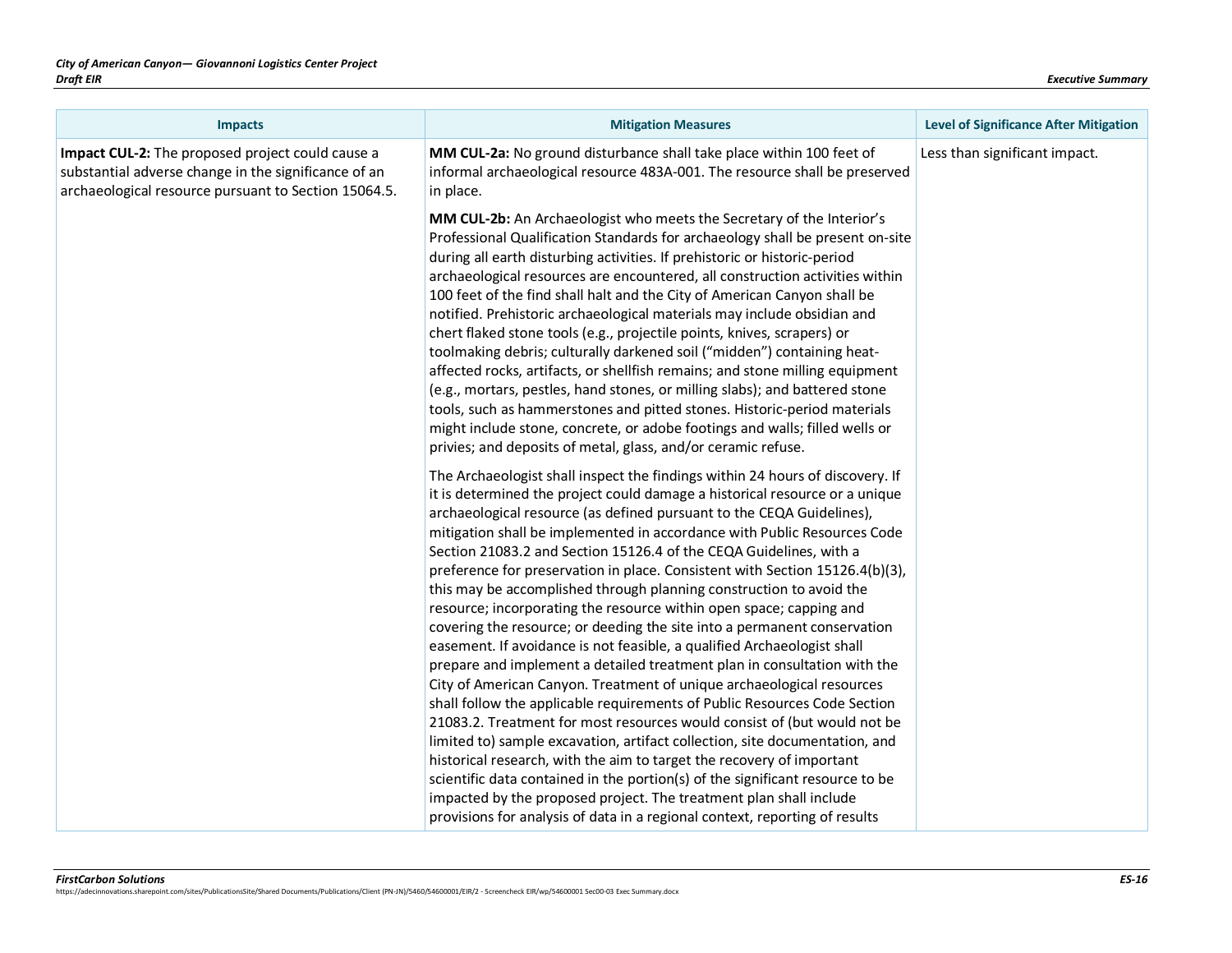| Impacts | Mitigation Measures | Level of Significance After Mitigation |
|---|---|---|
| **Impact CUL-2:** The proposed project could cause a substantial adverse change in the significance of an archaeological resource pursuant to Section 15064.5. | **MM CUL-2a:** No ground disturbance shall take place within 100 feet of informal archaeological resource 483A-001. The resource shall be preserved in place.<br><br>**MM CUL-2b:** An Archaeologist who meets the Secretary of the Interior's Professional Qualification Standards for archaeology shall be present on-site during all earth disturbing activities. If prehistoric or historic-period archaeological resources are encountered, all construction activities within 100 feet of the find shall halt and the City of American Canyon shall be notified. Prehistoric archaeological materials may include obsidian and chert flaked stone tools (e.g., projectile points, knives, scrapers) or toolmaking debris; culturally darkened soil ("midden") containing heat-affected rocks, artifacts, or shellfish remains; and stone milling equipment (e.g., mortars, pestles, hand stones, or milling slabs); and battered stone tools, such as hammerstones and pitted stones. Historic-period materials might include stone, concrete, or adobe footings and walls; filled wells or privies; and deposits of metal, glass, and/or ceramic refuse.<br><br>The Archaeologist shall inspect the findings within 24 hours of discovery. If it is determined the project could damage a historical resource or a unique archaeological resource (as defined pursuant to the CEQA Guidelines), mitigation shall be implemented in accordance with Public Resources Code Section 21083.2 and Section 15126.4 of the CEQA Guidelines, with a preference for preservation in place. Consistent with Section 15126.4(b)(3), this may be accomplished through planning construction to avoid the resource; incorporating the resource within open space; capping and covering the resource; or deeding the site into a permanent conservation easement. If avoidance is not feasible, a qualified Archaeologist shall prepare and implement a detailed treatment plan in consultation with the City of American Canyon. Treatment of unique archaeological resources shall follow the applicable requirements of Public Resources Code Section 21083.2. Treatment for most resources would consist of (but would not be limited to) sample excavation, artifact collection, site documentation, and historical research, with the aim to target the recovery of important scientific data contained in the portion(s) of the significant resource to be impacted by the proposed project. The treatment plan shall include provisions for analysis of data in a regional context, reporting of results | Less than significant impact. |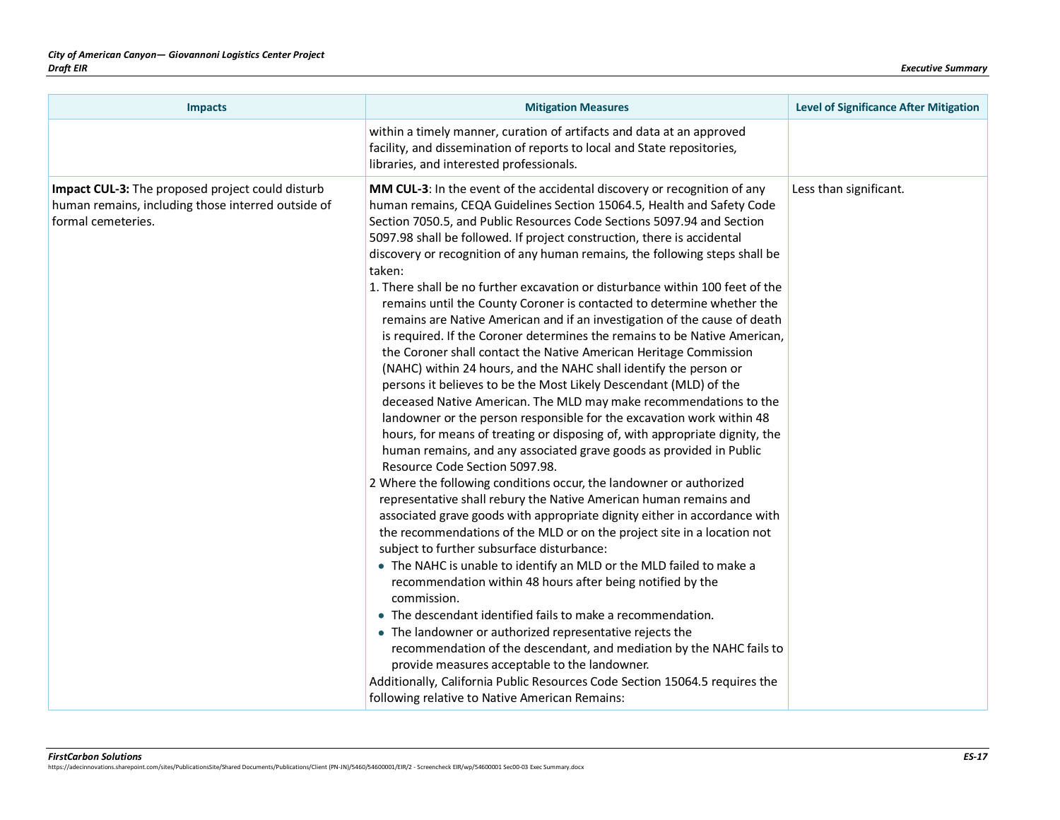| Impacts | Mitigation Measures | Level of Significance After Mitigation |
|---|---|---|
| | within a timely manner, curation of artifacts and data at an approved facility, and dissemination of reports to local and State repositories, libraries, and interested professionals. | |
| **Impact CUL-3:** The proposed project could disturb human remains, including those interred outside of formal cemeteries. | **MM CUL-3**: In the event of the accidental discovery or recognition of any human remains, CEQA Guidelines Section 15064.5, Health and Safety Code Section 7050.5, and Public Resources Code Sections 5097.94 and Section 5097.98 shall be followed. If project construction, there is accidental discovery or recognition of any human remains, the following steps shall be taken:<br>1. There shall be no further excavation or disturbance within 100 feet of the remains until the County Coroner is contacted to determine whether the remains are Native American and if an investigation of the cause of death is required. If the Coroner determines the remains to be Native American, the Coroner shall contact the Native American Heritage Commission (NAHC) within 24 hours, and the NAHC shall identify the person or persons it believes to be the Most Likely Descendant (MLD) of the deceased Native American. The MLD may make recommendations to the landowner or the person responsible for the excavation work within 48 hours, for means of treating or disposing of, with appropriate dignity, the human remains, and any associated grave goods as provided in Public Resource Code Section 5097.98.<br>2 Where the following conditions occur, the landowner or authorized representative shall rebury the Native American human remains and associated grave goods with appropriate dignity either in accordance with the recommendations of the MLD or on the project site in a location not subject to further subsurface disturbance:<br>• The NAHC is unable to identify an MLD or the MLD failed to make a recommendation within 48 hours after being notified by the commission.<br>• The descendant identified fails to make a recommendation.<br>• The landowner or authorized representative rejects the recommendation of the descendant, and mediation by the NAHC fails to provide measures acceptable to the landowner.<br>Additionally, California Public Resources Code Section 15064.5 requires the following relative to Native American Remains: | Less than significant. |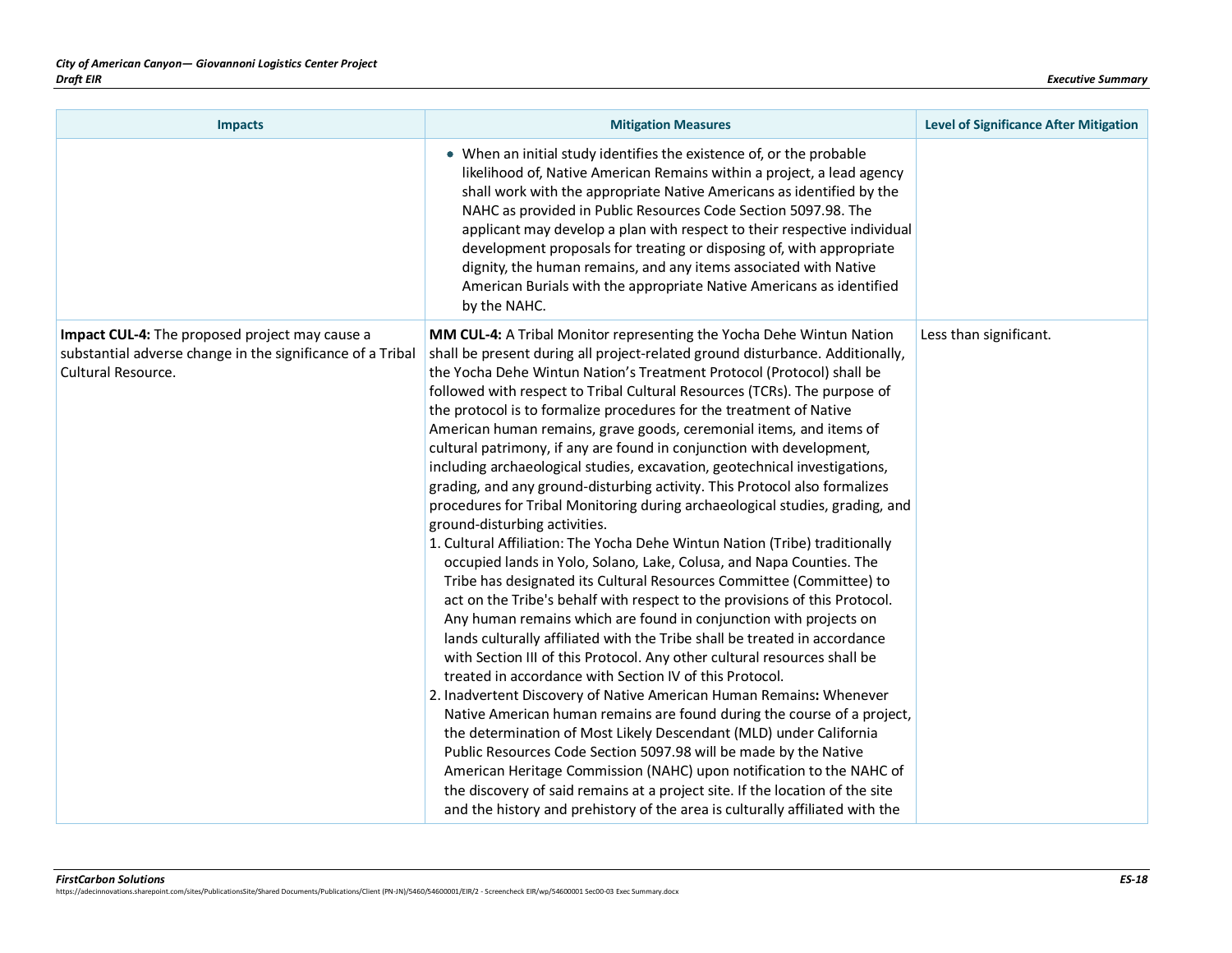| Impacts | Mitigation Measures | Level of Significance After Mitigation |
|---|---|---|
| | • When an initial study identifies the existence of, or the probable likelihood of, Native American Remains within a project, a lead agency shall work with the appropriate Native Americans as identified by the NAHC as provided in Public Resources Code Section 5097.98. The applicant may develop a plan with respect to their respective individual development proposals for treating or disposing of, with appropriate dignity, the human remains, and any items associated with Native American Burials with the appropriate Native Americans as identified by the NAHC. | |
| **Impact CUL-4:** The proposed project may cause a substantial adverse change in the significance of a Tribal Cultural Resource. | **MM CUL-4:** A Tribal Monitor representing the Yocha Dehe Wintun Nation shall be present during all project-related ground disturbance. Additionally, the Yocha Dehe Wintun Nation's Treatment Protocol (Protocol) shall be followed with respect to Tribal Cultural Resources (TCRs). The purpose of the protocol is to formalize procedures for the treatment of Native American human remains, grave goods, ceremonial items, and items of cultural patrimony, if any are found in conjunction with development, including archaeological studies, excavation, geotechnical investigations, grading, and any ground-disturbing activity. This Protocol also formalizes procedures for Tribal Monitoring during archaeological studies, grading, and ground-disturbing activities.<br>1. Cultural Affiliation: The Yocha Dehe Wintun Nation (Tribe) traditionally occupied lands in Yolo, Solano, Lake, Colusa, and Napa Counties. The Tribe has designated its Cultural Resources Committee (Committee) to act on the Tribe's behalf with respect to the provisions of this Protocol. Any human remains which are found in conjunction with projects on lands culturally affiliated with the Tribe shall be treated in accordance with Section III of this Protocol. Any other cultural resources shall be treated in accordance with Section IV of this Protocol.<br>2. Inadvertent Discovery of Native American Human Remains**:** Whenever Native American human remains are found during the course of a project, the determination of Most Likely Descendant (MLD) under California Public Resources Code Section 5097.98 will be made by the Native American Heritage Commission (NAHC) upon notification to the NAHC of the discovery of said remains at a project site. If the location of the site and the history and prehistory of the area is culturally affiliated with the | Less than significant. |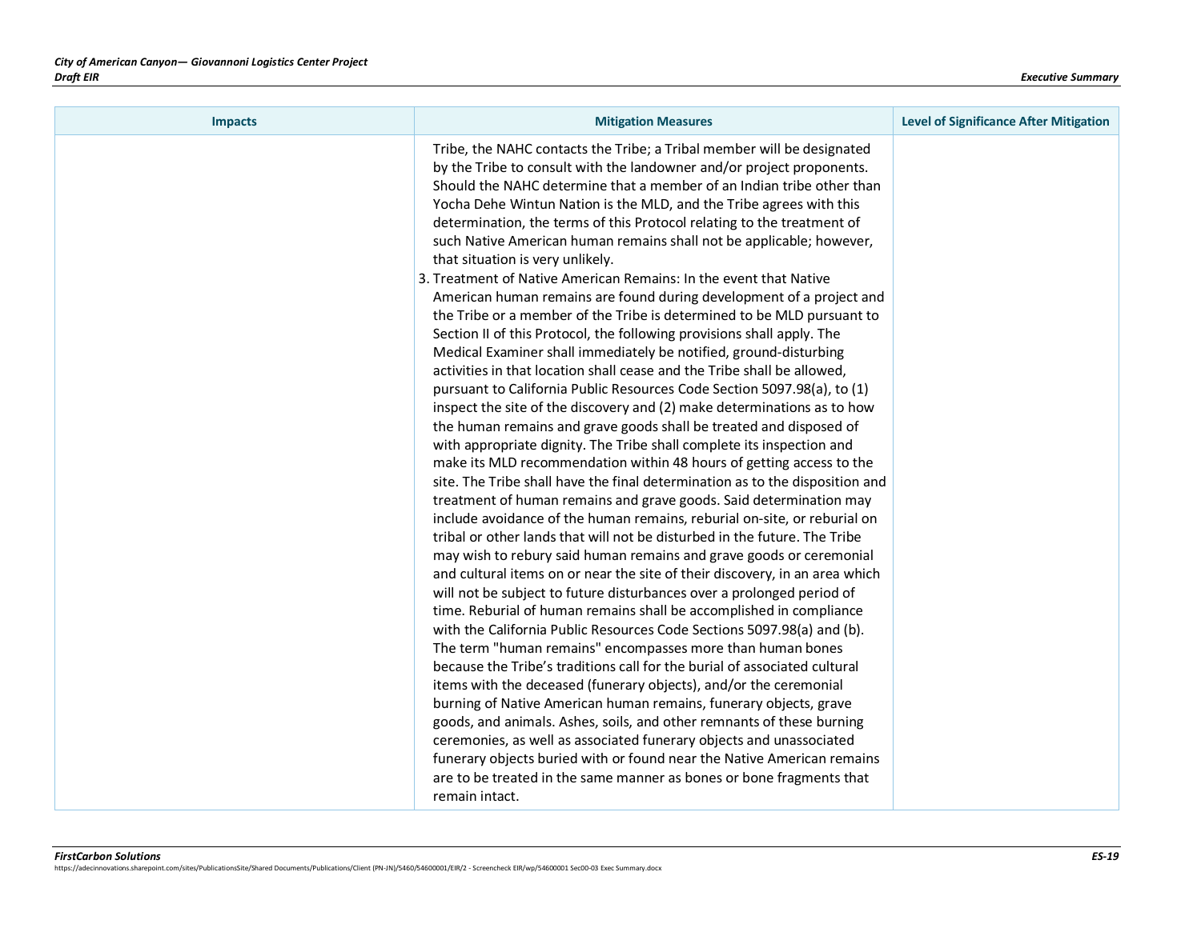| Impacts | Mitigation Measures | Level of Significance After Mitigation |
|---|---|---|
| | Tribe, the NAHC contacts the Tribe; a Tribal member will be designated by the Tribe to consult with the landowner and/or project proponents. Should the NAHC determine that a member of an Indian tribe other than Yocha Dehe Wintun Nation is the MLD, and the Tribe agrees with this determination, the terms of this Protocol relating to the treatment of such Native American human remains shall not be applicable; however, that situation is very unlikely.<br>3. Treatment of Native American Remains: In the event that Native American human remains are found during development of a project and the Tribe or a member of the Tribe is determined to be MLD pursuant to Section II of this Protocol, the following provisions shall apply. The Medical Examiner shall immediately be notified, ground-disturbing activities in that location shall cease and the Tribe shall be allowed, pursuant to California Public Resources Code Section 5097.98(a), to (1) inspect the site of the discovery and (2) make determinations as to how the human remains and grave goods shall be treated and disposed of with appropriate dignity. The Tribe shall complete its inspection and make its MLD recommendation within 48 hours of getting access to the site. The Tribe shall have the final determination as to the disposition and treatment of human remains and grave goods. Said determination may include avoidance of the human remains, reburial on-site, or reburial on tribal or other lands that will not be disturbed in the future. The Tribe may wish to rebury said human remains and grave goods or ceremonial and cultural items on or near the site of their discovery, in an area which will not be subject to future disturbances over a prolonged period of time. Reburial of human remains shall be accomplished in compliance with the California Public Resources Code Sections 5097.98(a) and (b). The term "human remains" encompasses more than human bones because the Tribe's traditions call for the burial of associated cultural items with the deceased (funerary objects), and/or the ceremonial burning of Native American human remains, funerary objects, grave goods, and animals. Ashes, soils, and other remnants of these burning ceremonies, as well as associated funerary objects and unassociated funerary objects buried with or found near the Native American remains are to be treated in the same manner as bones or bone fragments that remain intact. | |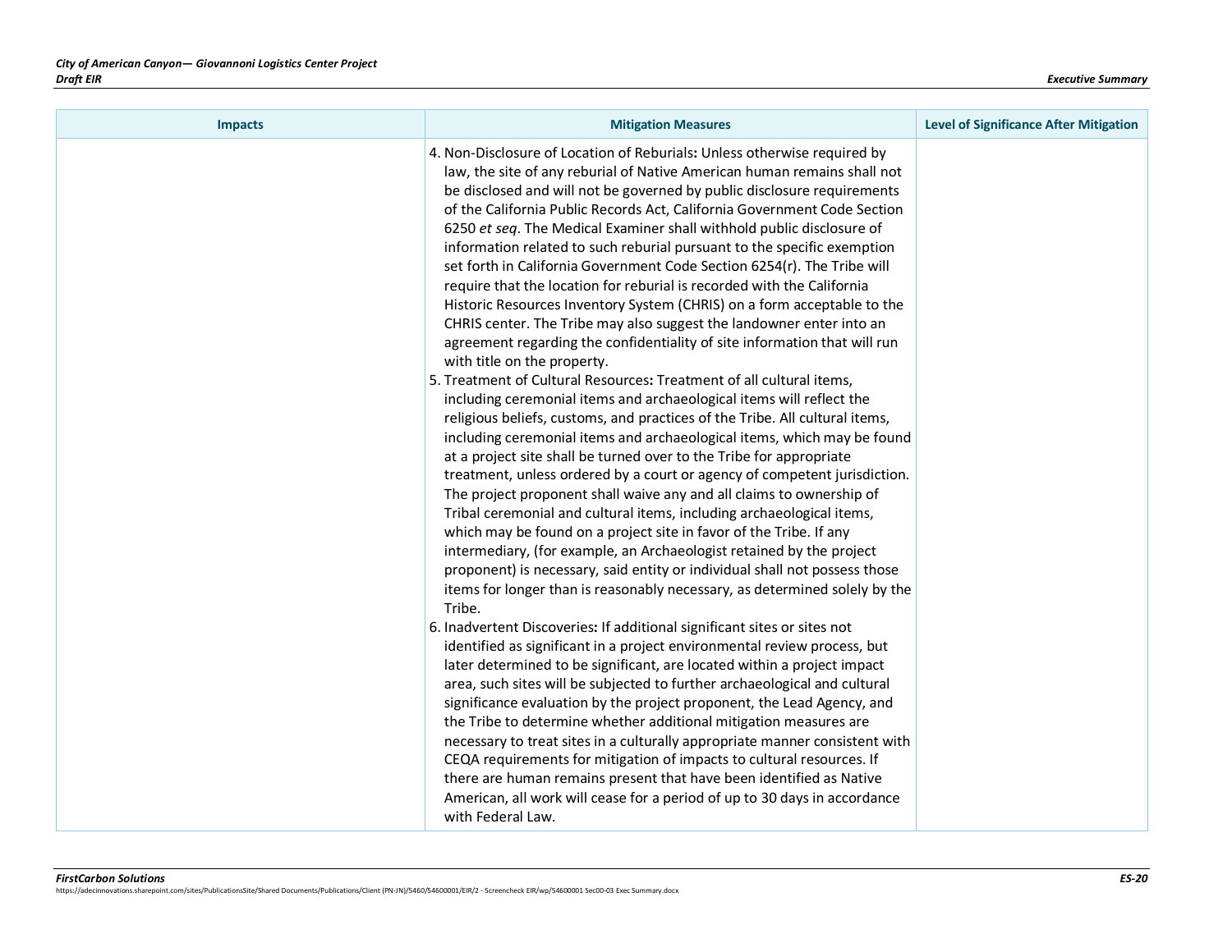| Impacts | Mitigation Measures | Level of Significance After Mitigation |
| --- | --- | --- |
| | 4. Non-Disclosure of Location of Reburials**:** Unless otherwise required by law, the site of any reburial of Native American human remains shall not be disclosed and will not be governed by public disclosure requirements of the California Public Records Act, California Government Code Section 6250 *et seq*. The Medical Examiner shall withhold public disclosure of information related to such reburial pursuant to the specific exemption set forth in California Government Code Section 6254(r). The Tribe will require that the location for reburial is recorded with the California Historic Resources Inventory System (CHRIS) on a form acceptable to the CHRIS center. The Tribe may also suggest the landowner enter into an agreement regarding the confidentiality of site information that will run with title on the property.<br>5. Treatment of Cultural Resources**:** Treatment of all cultural items, including ceremonial items and archaeological items will reflect the religious beliefs, customs, and practices of the Tribe. All cultural items, including ceremonial items and archaeological items, which may be found at a project site shall be turned over to the Tribe for appropriate treatment, unless ordered by a court or agency of competent jurisdiction. The project proponent shall waive any and all claims to ownership of Tribal ceremonial and cultural items, including archaeological items, which may be found on a project site in favor of the Tribe. If any intermediary, (for example, an Archaeologist retained by the project proponent) is necessary, said entity or individual shall not possess those items for longer than is reasonably necessary, as determined solely by the Tribe.<br>6. Inadvertent Discoveries**:** If additional significant sites or sites not identified as significant in a project environmental review process, but later determined to be significant, are located within a project impact area, such sites will be subjected to further archaeological and cultural significance evaluation by the project proponent, the Lead Agency, and the Tribe to determine whether additional mitigation measures are necessary to treat sites in a culturally appropriate manner consistent with CEQA requirements for mitigation of impacts to cultural resources. If there are human remains present that have been identified as Native American, all work will cease for a period of up to 30 days in accordance with Federal Law. | |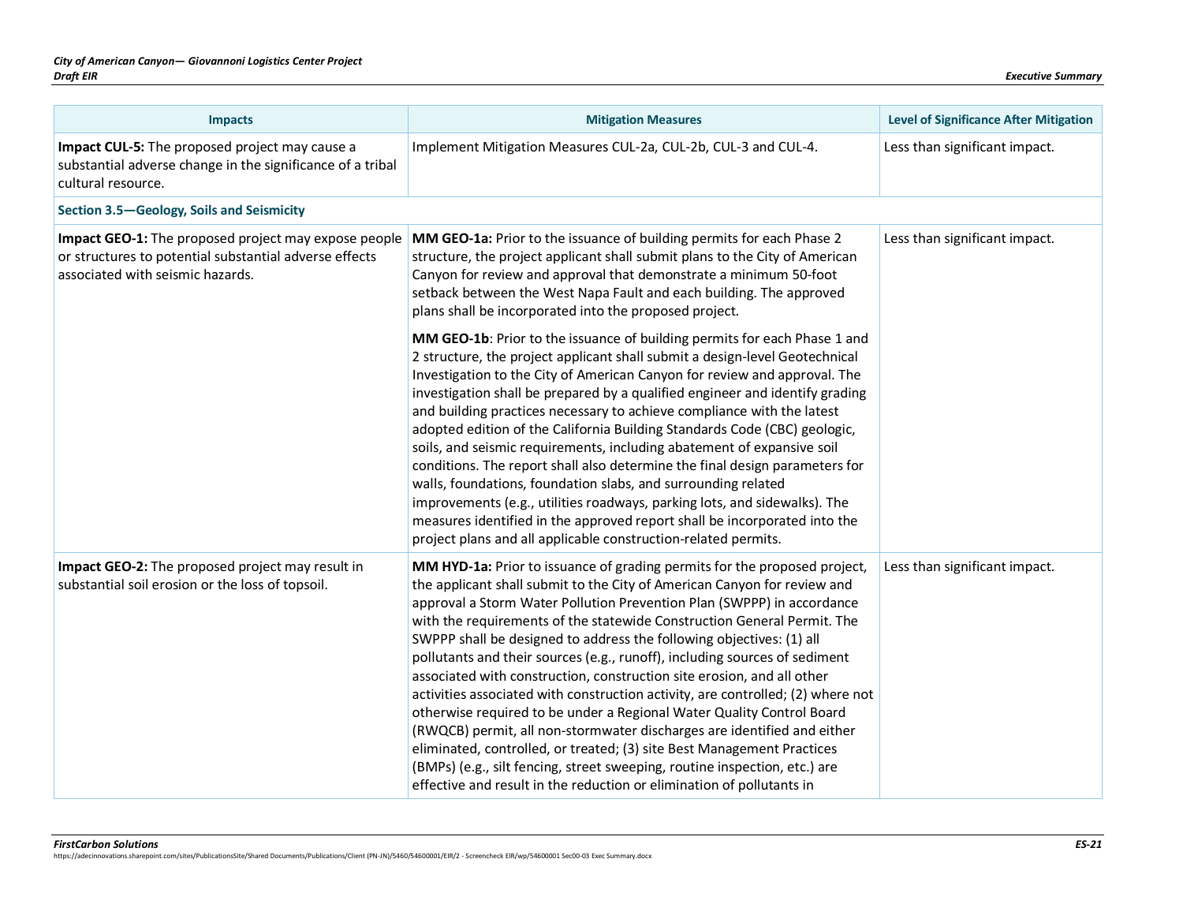| Impacts | Mitigation Measures | Level of Significance After Mitigation |
|---|---|---|
| **Impact CUL-5:** The proposed project may cause a substantial adverse change in the significance of a tribal cultural resource. | Implement Mitigation Measures CUL-2a, CUL-2b, CUL-3 and CUL-4. | Less than significant impact. |
| **Section 3.5—Geology, Soils and Seismicity** | | |
| **Impact GEO-1:** The proposed project may expose people or structures to potential substantial adverse effects associated with seismic hazards. | **MM GEO-1a:** Prior to the issuance of building permits for each Phase 2 structure, the project applicant shall submit plans to the City of American Canyon for review and approval that demonstrate a minimum 50-foot setback between the West Napa Fault and each building. The approved plans shall be incorporated into the proposed project.<br><br>**MM GEO-1b**: Prior to the issuance of building permits for each Phase 1 and 2 structure, the project applicant shall submit a design-level Geotechnical Investigation to the City of American Canyon for review and approval. The investigation shall be prepared by a qualified engineer and identify grading and building practices necessary to achieve compliance with the latest adopted edition of the California Building Standards Code (CBC) geologic, soils, and seismic requirements, including abatement of expansive soil conditions. The report shall also determine the final design parameters for walls, foundations, foundation slabs, and surrounding related improvements (e.g., utilities roadways, parking lots, and sidewalks). The measures identified in the approved report shall be incorporated into the project plans and all applicable construction-related permits. | Less than significant impact. |
| **Impact GEO-2:** The proposed project may result in substantial soil erosion or the loss of topsoil. | **MM HYD-1a:** Prior to issuance of grading permits for the proposed project, the applicant shall submit to the City of American Canyon for review and approval a Storm Water Pollution Prevention Plan (SWPPP) in accordance with the requirements of the statewide Construction General Permit. The SWPPP shall be designed to address the following objectives: (1) all pollutants and their sources (e.g., runoff), including sources of sediment associated with construction, construction site erosion, and all other activities associated with construction activity, are controlled; (2) where not otherwise required to be under a Regional Water Quality Control Board (RWQCB) permit, all non-stormwater discharges are identified and either eliminated, controlled, or treated; (3) site Best Management Practices (BMPs) (e.g., silt fencing, street sweeping, routine inspection, etc.) are effective and result in the reduction or elimination of pollutants in | Less than significant impact. |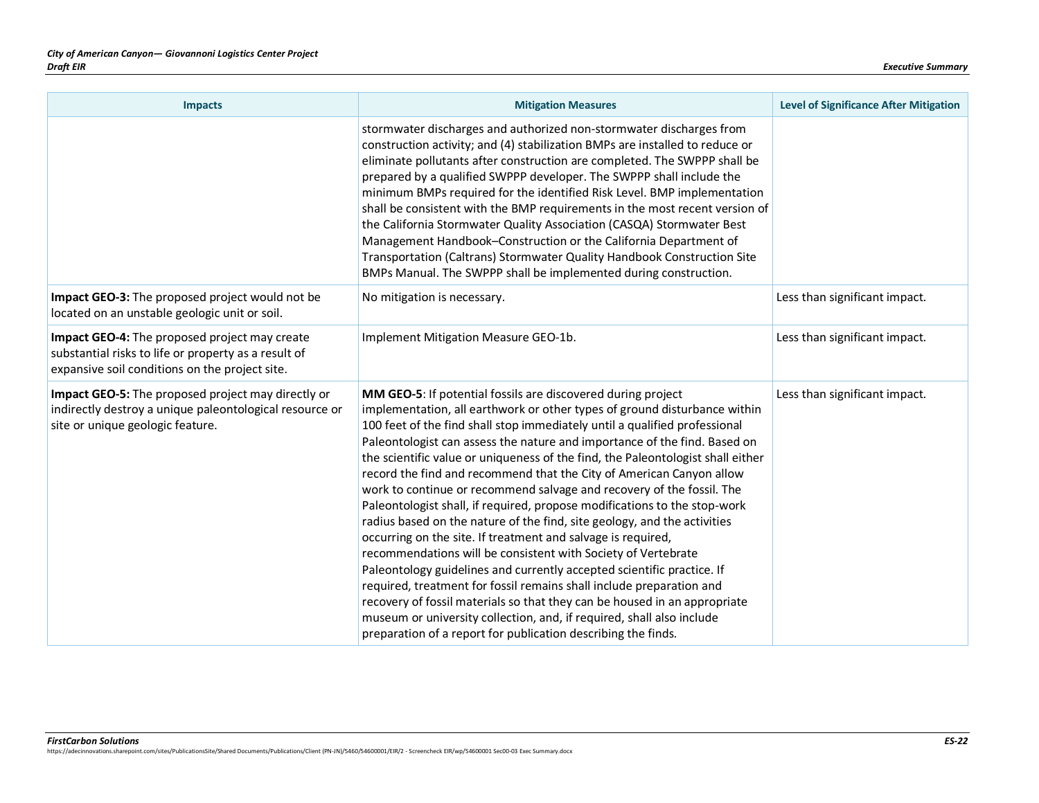| Impacts | Mitigation Measures | Level of Significance After Mitigation |
|---|---|---|
| | stormwater discharges and authorized non-stormwater discharges from construction activity; and (4) stabilization BMPs are installed to reduce or eliminate pollutants after construction are completed. The SWPPP shall be prepared by a qualified SWPPP developer. The SWPPP shall include the minimum BMPs required for the identified Risk Level. BMP implementation shall be consistent with the BMP requirements in the most recent version of the California Stormwater Quality Association (CASQA) Stormwater Best Management Handbook–Construction or the California Department of Transportation (Caltrans) Stormwater Quality Handbook Construction Site BMPs Manual. The SWPPP shall be implemented during construction. | |
| **Impact GEO-3:** The proposed project would not be located on an unstable geologic unit or soil. | No mitigation is necessary. | Less than significant impact. |
| **Impact GEO-4:** The proposed project may create substantial risks to life or property as a result of expansive soil conditions on the project site. | Implement Mitigation Measure GEO-1b. | Less than significant impact. |
| **Impact GEO-5:** The proposed project may directly or indirectly destroy a unique paleontological resource or site or unique geologic feature. | **MM GEO-5**: If potential fossils are discovered during project implementation, all earthwork or other types of ground disturbance within 100 feet of the find shall stop immediately until a qualified professional Paleontologist can assess the nature and importance of the find. Based on the scientific value or uniqueness of the find, the Paleontologist shall either record the find and recommend that the City of American Canyon allow work to continue or recommend salvage and recovery of the fossil. The Paleontologist shall, if required, propose modifications to the stop-work radius based on the nature of the find, site geology, and the activities occurring on the site. If treatment and salvage is required, recommendations will be consistent with Society of Vertebrate Paleontology guidelines and currently accepted scientific practice. If required, treatment for fossil remains shall include preparation and recovery of fossil materials so that they can be housed in an appropriate museum or university collection, and, if required, shall also include preparation of a report for publication describing the finds. | Less than significant impact. |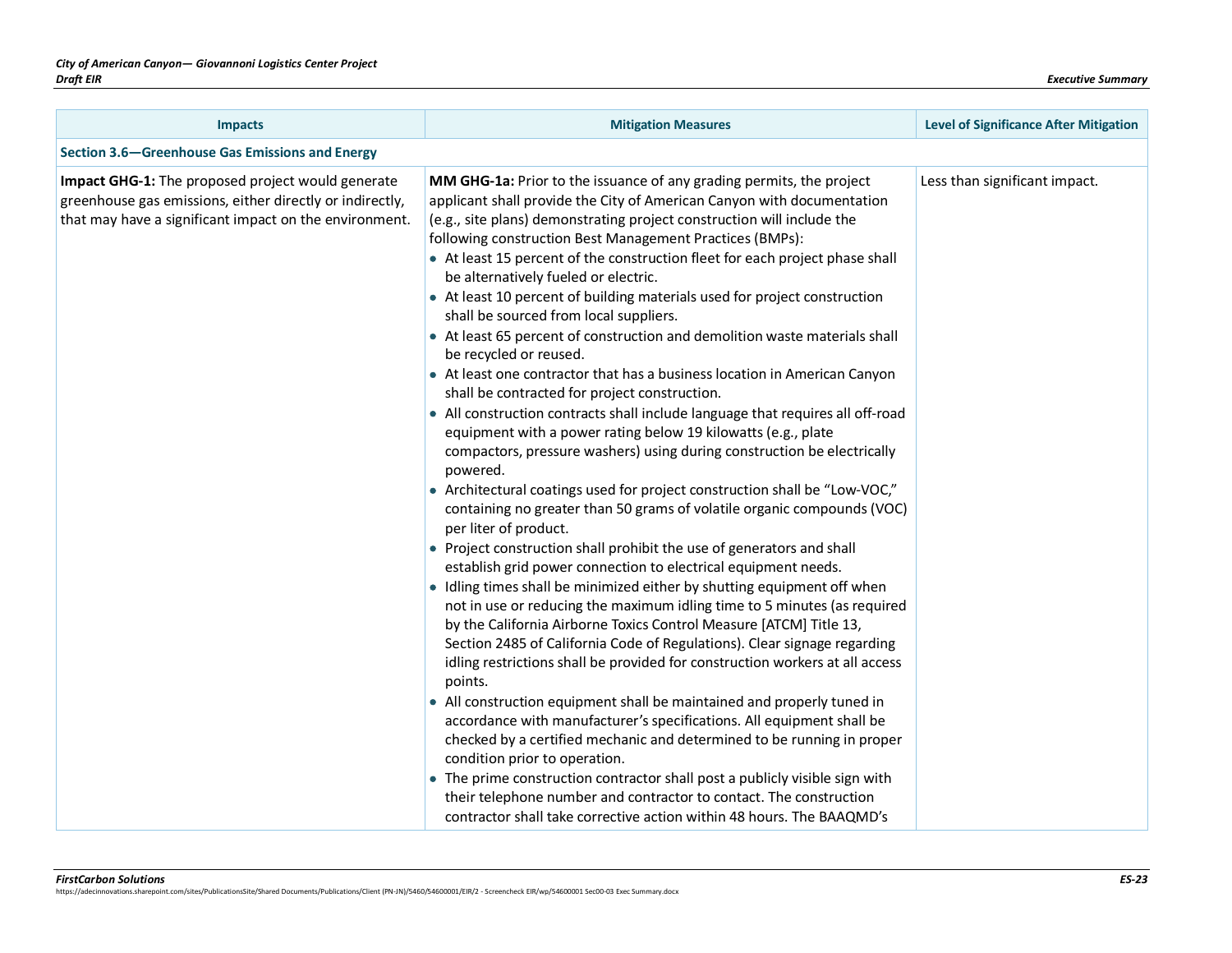| Impacts | Mitigation Measures | Level of Significance After Mitigation |
|---|---|---|
| **Section 3.6—Greenhouse Gas Emissions and Energy** | | |
| **Impact GHG-1:** The proposed project would generate greenhouse gas emissions, either directly or indirectly, that may have a significant impact on the environment. | **MM GHG-1a:** Prior to the issuance of any grading permits, the project applicant shall provide the City of American Canyon with documentation (e.g., site plans) demonstrating project construction will include the following construction Best Management Practices (BMPs):<br>• At least 15 percent of the construction fleet for each project phase shall be alternatively fueled or electric.<br>• At least 10 percent of building materials used for project construction shall be sourced from local suppliers.<br>• At least 65 percent of construction and demolition waste materials shall be recycled or reused.<br>• At least one contractor that has a business location in American Canyon shall be contracted for project construction.<br>• All construction contracts shall include language that requires all off-road equipment with a power rating below 19 kilowatts (e.g., plate compactors, pressure washers) using during construction be electrically powered.<br>• Architectural coatings used for project construction shall be "Low-VOC," containing no greater than 50 grams of volatile organic compounds (VOC) per liter of product.<br>• Project construction shall prohibit the use of generators and shall establish grid power connection to electrical equipment needs.<br>• Idling times shall be minimized either by shutting equipment off when not in use or reducing the maximum idling time to 5 minutes (as required by the California Airborne Toxics Control Measure [ATCM] Title 13, Section 2485 of California Code of Regulations). Clear signage regarding idling restrictions shall be provided for construction workers at all access points.<br>• All construction equipment shall be maintained and properly tuned in accordance with manufacturer's specifications. All equipment shall be checked by a certified mechanic and determined to be running in proper condition prior to operation.<br>• The prime construction contractor shall post a publicly visible sign with their telephone number and contractor to contact. The construction contractor shall take corrective action within 48 hours. The BAAQMD's | Less than significant impact. |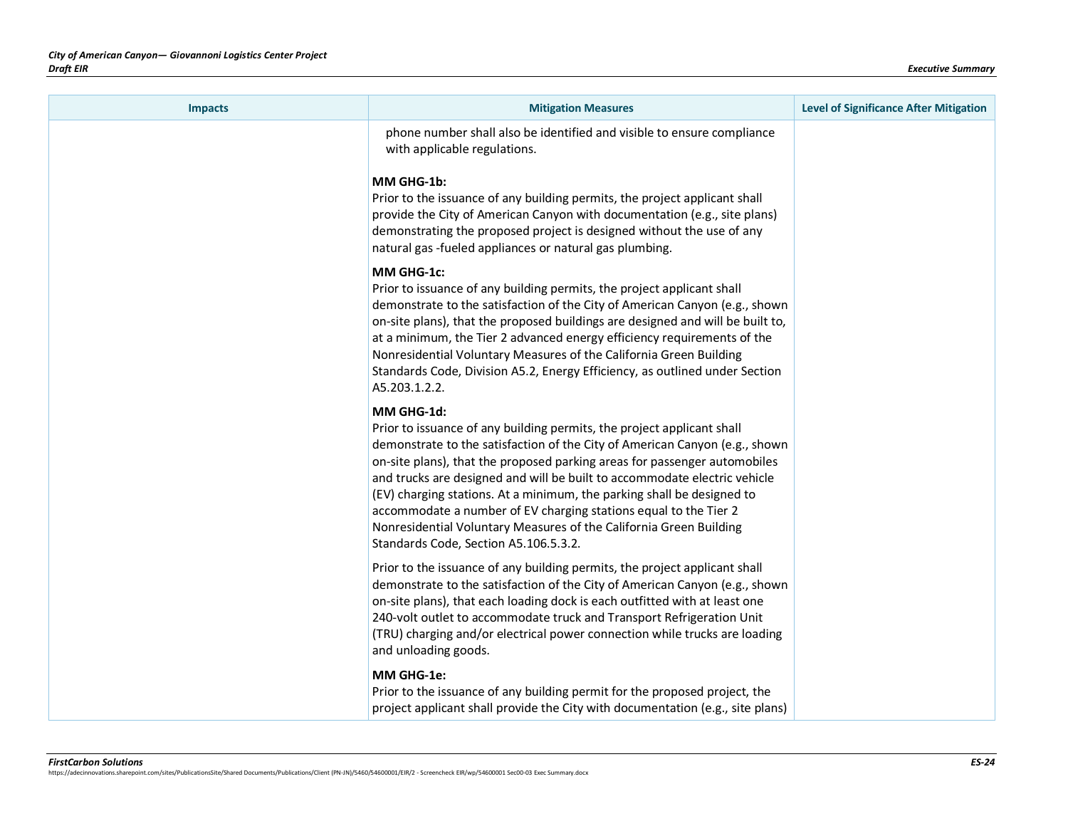| Impacts | Mitigation Measures | Level of Significance After Mitigation |
|---|---|---|
| | phone number shall also be identified and visible to ensure compliance with applicable regulations.<br><br>**MM GHG-1b:**<br>Prior to the issuance of any building permits, the project applicant shall provide the City of American Canyon with documentation (e.g., site plans) demonstrating the proposed project is designed without the use of any natural gas -fueled appliances or natural gas plumbing.<br><br>**MM GHG-1c:**<br>Prior to issuance of any building permits, the project applicant shall demonstrate to the satisfaction of the City of American Canyon (e.g., shown on-site plans), that the proposed buildings are designed and will be built to, at a minimum, the Tier 2 advanced energy efficiency requirements of the Nonresidential Voluntary Measures of the California Green Building Standards Code, Division A5.2, Energy Efficiency, as outlined under Section A5.203.1.2.2.<br><br>**MM GHG-1d:**<br>Prior to issuance of any building permits, the project applicant shall demonstrate to the satisfaction of the City of American Canyon (e.g., shown on-site plans), that the proposed parking areas for passenger automobiles and trucks are designed and will be built to accommodate electric vehicle (EV) charging stations. At a minimum, the parking shall be designed to accommodate a number of EV charging stations equal to the Tier 2 Nonresidential Voluntary Measures of the California Green Building Standards Code, Section A5.106.5.3.2.<br><br>Prior to the issuance of any building permits, the project applicant shall demonstrate to the satisfaction of the City of American Canyon (e.g., shown on-site plans), that each loading dock is each outfitted with at least one 240-volt outlet to accommodate truck and Transport Refrigeration Unit (TRU) charging and/or electrical power connection while trucks are loading and unloading goods.<br><br>**MM GHG-1e:**<br>Prior to the issuance of any building permit for the proposed project, the project applicant shall provide the City with documentation (e.g., site plans) | |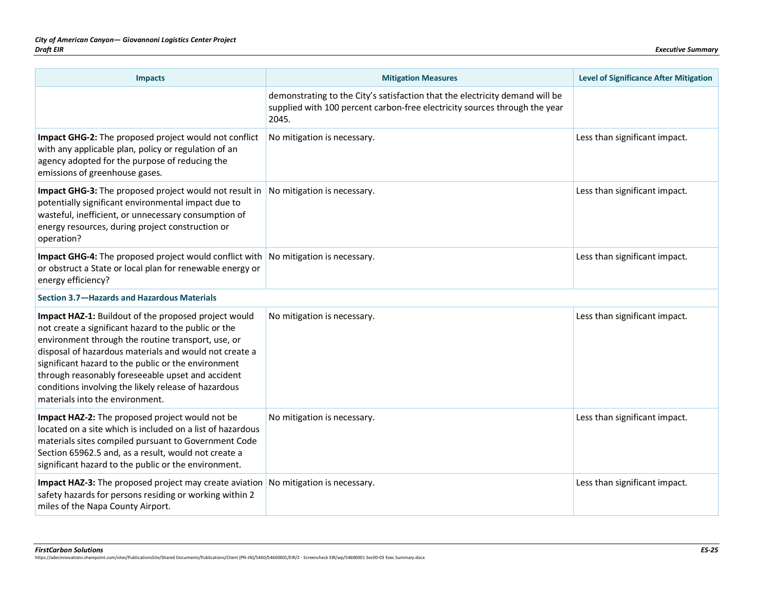| Impacts | Mitigation Measures | Level of Significance After Mitigation |
|---|---|---|
| | demonstrating to the City's satisfaction that the electricity demand will be supplied with 100 percent carbon-free electricity sources through the year 2045. | |
| **Impact GHG-2:** The proposed project would not conflict with any applicable plan, policy or regulation of an agency adopted for the purpose of reducing the emissions of greenhouse gases. | No mitigation is necessary. | Less than significant impact. |
| **Impact GHG-3:** The proposed project would not result in potentially significant environmental impact due to wasteful, inefficient, or unnecessary consumption of energy resources, during project construction or operation? | No mitigation is necessary. | Less than significant impact. |
| **Impact GHG-4:** The proposed project would conflict with or obstruct a State or local plan for renewable energy or energy efficiency? | No mitigation is necessary. | Less than significant impact. |
| **Section 3.7—Hazards and Hazardous Materials** | | |
| **Impact HAZ-1:** Buildout of the proposed project would not create a significant hazard to the public or the environment through the routine transport, use, or disposal of hazardous materials and would not create a significant hazard to the public or the environment through reasonably foreseeable upset and accident conditions involving the likely release of hazardous materials into the environment. | No mitigation is necessary. | Less than significant impact. |
| **Impact HAZ-2:** The proposed project would not be located on a site which is included on a list of hazardous materials sites compiled pursuant to Government Code Section 65962.5 and, as a result, would not create a significant hazard to the public or the environment. | No mitigation is necessary. | Less than significant impact. |
| **Impact HAZ-3:** The proposed project may create aviation safety hazards for persons residing or working within 2 miles of the Napa County Airport. | No mitigation is necessary. | Less than significant impact. |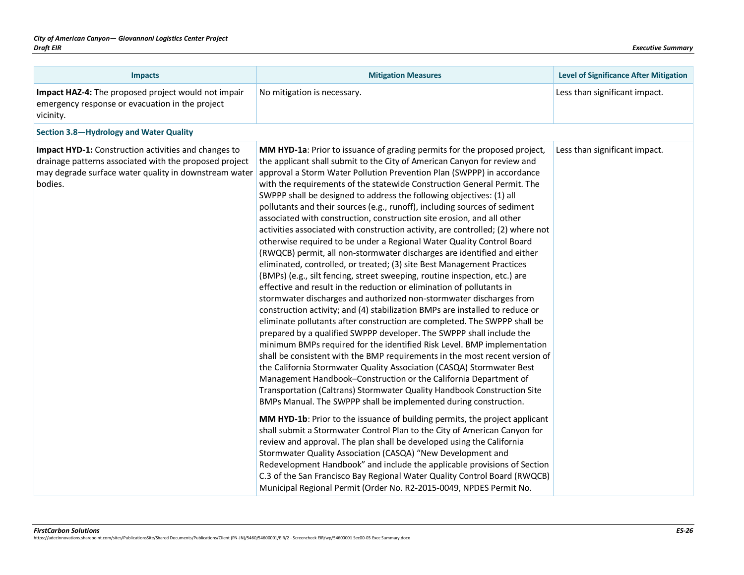| Impacts | Mitigation Measures | Level of Significance After Mitigation |
|---|---|---|
| **Impact HAZ-4:** The proposed project would not impair emergency response or evacuation in the project vicinity. | No mitigation is necessary. | Less than significant impact. |
| **Section 3.8—Hydrology and Water Quality** | | |
| **Impact HYD-1:** Construction activities and changes to drainage patterns associated with the proposed project may degrade surface water quality in downstream water bodies. | **MM HYD-1a**: Prior to issuance of grading permits for the proposed project, the applicant shall submit to the City of American Canyon for review and approval a Storm Water Pollution Prevention Plan (SWPPP) in accordance with the requirements of the statewide Construction General Permit. The SWPPP shall be designed to address the following objectives: (1) all pollutants and their sources (e.g., runoff), including sources of sediment associated with construction, construction site erosion, and all other activities associated with construction activity, are controlled; (2) where not otherwise required to be under a Regional Water Quality Control Board (RWQCB) permit, all non-stormwater discharges are identified and either eliminated, controlled, or treated; (3) site Best Management Practices (BMPs) (e.g., silt fencing, street sweeping, routine inspection, etc.) are effective and result in the reduction or elimination of pollutants in stormwater discharges and authorized non-stormwater discharges from construction activity; and (4) stabilization BMPs are installed to reduce or eliminate pollutants after construction are completed. The SWPPP shall be prepared by a qualified SWPPP developer. The SWPPP shall include the minimum BMPs required for the identified Risk Level. BMP implementation shall be consistent with the BMP requirements in the most recent version of the California Stormwater Quality Association (CASQA) Stormwater Best Management Handbook–Construction or the California Department of Transportation (Caltrans) Stormwater Quality Handbook Construction Site BMPs Manual. The SWPPP shall be implemented during construction.<br><br>**MM HYD-1b**: Prior to the issuance of building permits, the project applicant shall submit a Stormwater Control Plan to the City of American Canyon for review and approval. The plan shall be developed using the California Stormwater Quality Association (CASQA) "New Development and Redevelopment Handbook" and include the applicable provisions of Section C.3 of the San Francisco Bay Regional Water Quality Control Board (RWQCB) Municipal Regional Permit (Order No. R2-2015-0049, NPDES Permit No. | Less than significant impact. |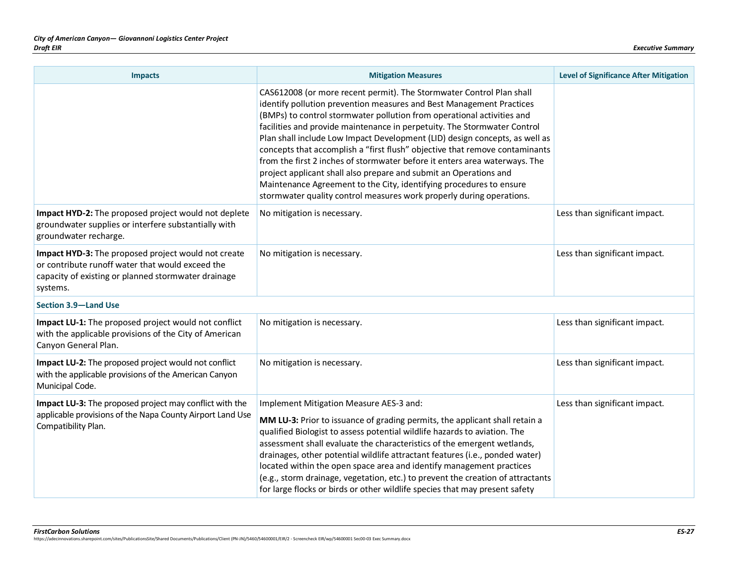| Impacts | Mitigation Measures | Level of Significance After Mitigation |
|---|---|---|
| | CAS612008 (or more recent permit). The Stormwater Control Plan shall identify pollution prevention measures and Best Management Practices (BMPs) to control stormwater pollution from operational activities and facilities and provide maintenance in perpetuity. The Stormwater Control Plan shall include Low Impact Development (LID) design concepts, as well as concepts that accomplish a "first flush" objective that remove contaminants from the first 2 inches of stormwater before it enters area waterways. The project applicant shall also prepare and submit an Operations and Maintenance Agreement to the City, identifying procedures to ensure stormwater quality control measures work properly during operations. | |
| **Impact HYD-2:** The proposed project would not deplete groundwater supplies or interfere substantially with groundwater recharge. | No mitigation is necessary. | Less than significant impact. |
| **Impact HYD-3:** The proposed project would not create or contribute runoff water that would exceed the capacity of existing or planned stormwater drainage systems. | No mitigation is necessary. | Less than significant impact. |
| **Section 3.9—Land Use** | | |
| **Impact LU-1:** The proposed project would not conflict with the applicable provisions of the City of American Canyon General Plan. | No mitigation is necessary. | Less than significant impact. |
| **Impact LU-2:** The proposed project would not conflict with the applicable provisions of the American Canyon Municipal Code. | No mitigation is necessary. | Less than significant impact. |
| **Impact LU-3:** The proposed project may conflict with the applicable provisions of the Napa County Airport Land Use Compatibility Plan. | Implement Mitigation Measure AES-3 and:<br><br>**MM LU-3:** Prior to issuance of grading permits, the applicant shall retain a qualified Biologist to assess potential wildlife hazards to aviation. The assessment shall evaluate the characteristics of the emergent wetlands, drainages, other potential wildlife attractant features (i.e., ponded water) located within the open space area and identify management practices (e.g., storm drainage, vegetation, etc.) to prevent the creation of attractants for large flocks or birds or other wildlife species that may present safety | Less than significant impact. |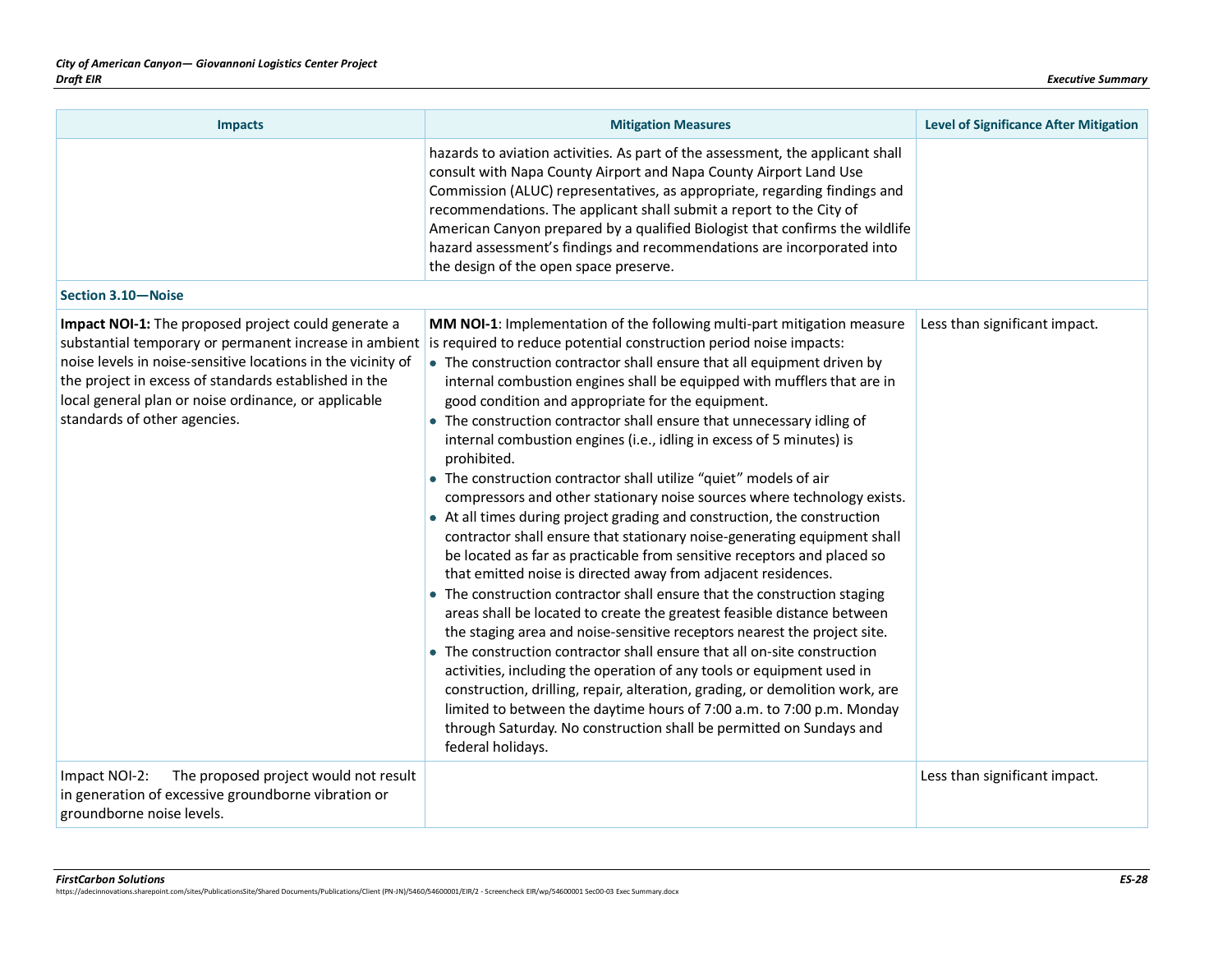| Impacts | Mitigation Measures | Level of Significance After Mitigation |
|---|---|---|
| | hazards to aviation activities. As part of the assessment, the applicant shall consult with Napa County Airport and Napa County Airport Land Use Commission (ALUC) representatives, as appropriate, regarding findings and recommendations. The applicant shall submit a report to the City of American Canyon prepared by a qualified Biologist that confirms the wildlife hazard assessment's findings and recommendations are incorporated into the design of the open space preserve. | |
| **Section 3.10—Noise** | | |
| **Impact NOI-1:** The proposed project could generate a substantial temporary or permanent increase in ambient noise levels in noise-sensitive locations in the vicinity of the project in excess of standards established in the local general plan or noise ordinance, or applicable standards of other agencies. | **MM NOI-1**: Implementation of the following multi-part mitigation measure is required to reduce potential construction period noise impacts:<br>• The construction contractor shall ensure that all equipment driven by internal combustion engines shall be equipped with mufflers that are in good condition and appropriate for the equipment.<br>• The construction contractor shall ensure that unnecessary idling of internal combustion engines (i.e., idling in excess of 5 minutes) is prohibited.<br>• The construction contractor shall utilize "quiet" models of air compressors and other stationary noise sources where technology exists.<br>• At all times during project grading and construction, the construction contractor shall ensure that stationary noise-generating equipment shall be located as far as practicable from sensitive receptors and placed so that emitted noise is directed away from adjacent residences.<br>• The construction contractor shall ensure that the construction staging areas shall be located to create the greatest feasible distance between the staging area and noise-sensitive receptors nearest the project site.<br>• The construction contractor shall ensure that all on-site construction activities, including the operation of any tools or equipment used in construction, drilling, repair, alteration, grading, or demolition work, are limited to between the daytime hours of 7:00 a.m. to 7:00 p.m. Monday through Saturday. No construction shall be permitted on Sundays and federal holidays. | Less than significant impact. |
| Impact NOI-2: The proposed project would not result in generation of excessive groundborne vibration or groundborne noise levels. | | Less than significant impact. |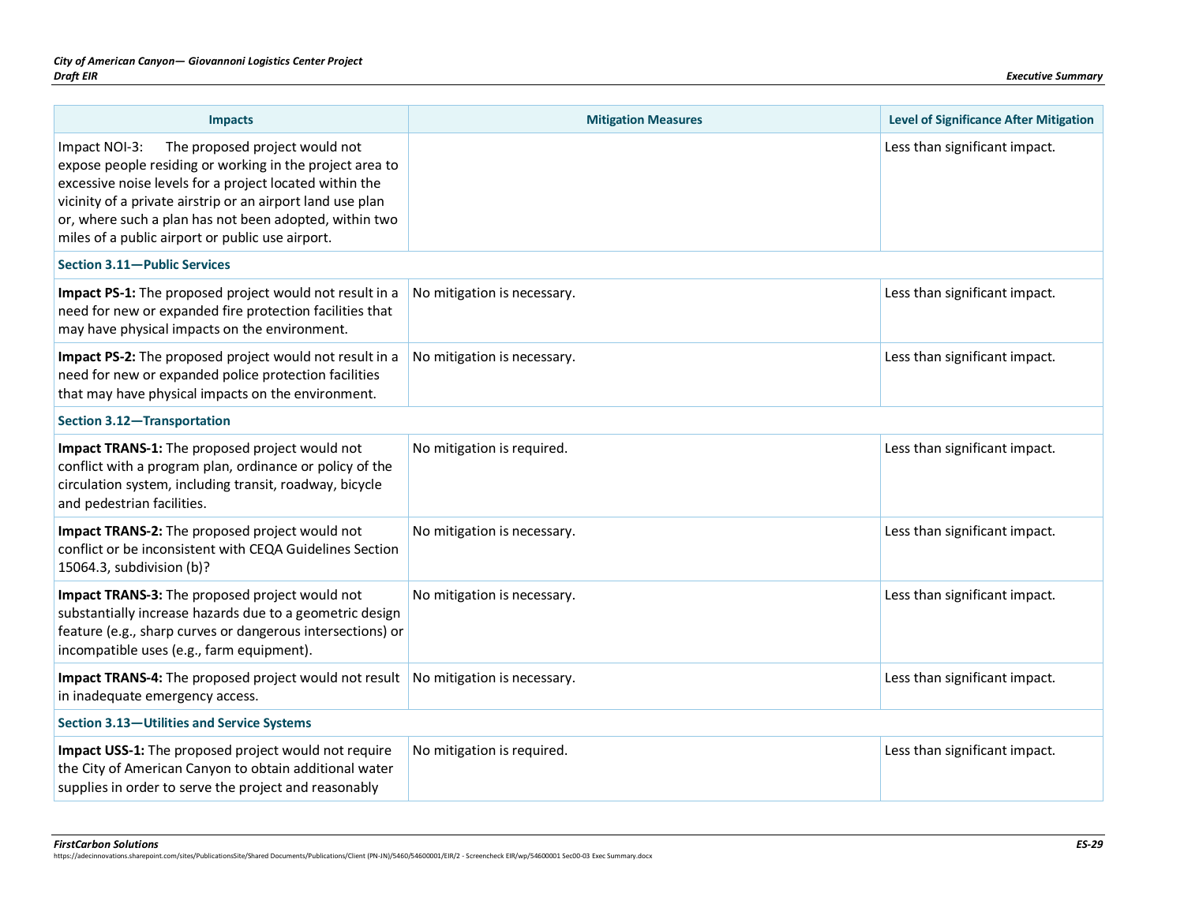| Impacts | Mitigation Measures | Level of Significance After Mitigation |
|---|---|---|
| Impact NOI-3: The proposed project would not expose people residing or working in the project area to excessive noise levels for a project located within the vicinity of a private airstrip or an airport land use plan or, where such a plan has not been adopted, within two miles of a public airport or public use airport. | | Less than significant impact. |
| **Section 3.11—Public Services** | | |
| **Impact PS-1:** The proposed project would not result in a need for new or expanded fire protection facilities that may have physical impacts on the environment. | No mitigation is necessary. | Less than significant impact. |
| **Impact PS-2:** The proposed project would not result in a need for new or expanded police protection facilities that may have physical impacts on the environment. | No mitigation is necessary. | Less than significant impact. |
| **Section 3.12—Transportation** | | |
| **Impact TRANS-1:** The proposed project would not conflict with a program plan, ordinance or policy of the circulation system, including transit, roadway, bicycle and pedestrian facilities. | No mitigation is required. | Less than significant impact. |
| **Impact TRANS-2:** The proposed project would not conflict or be inconsistent with CEQA Guidelines Section 15064.3, subdivision (b)? | No mitigation is necessary. | Less than significant impact. |
| **Impact TRANS-3:** The proposed project would not substantially increase hazards due to a geometric design feature (e.g., sharp curves or dangerous intersections) or incompatible uses (e.g., farm equipment). | No mitigation is necessary. | Less than significant impact. |
| **Impact TRANS-4:** The proposed project would not result in inadequate emergency access. | No mitigation is necessary. | Less than significant impact. |
| **Section 3.13—Utilities and Service Systems** | | |
| **Impact USS-1:** The proposed project would not require the City of American Canyon to obtain additional water supplies in order to serve the project and reasonably | No mitigation is required. | Less than significant impact. |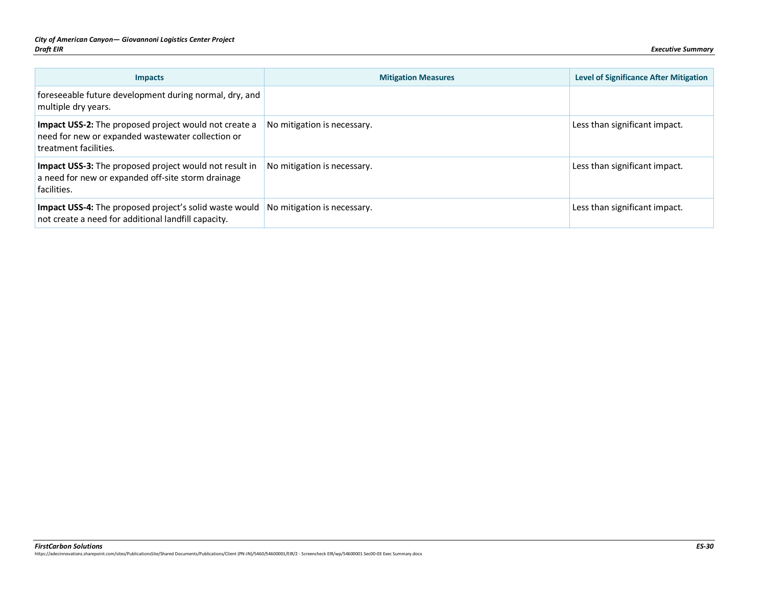| Impacts | Mitigation Measures | Level of Significance After Mitigation |
|---|---|---|
| foreseeable future development during normal, dry, and multiple dry years. | | |
| **Impact USS-2:** The proposed project would not create a need for new or expanded wastewater collection or treatment facilities. | No mitigation is necessary. | Less than significant impact. |
| **Impact USS-3:** The proposed project would not result in a need for new or expanded off-site storm drainage facilities. | No mitigation is necessary. | Less than significant impact. |
| **Impact USS-4:** The proposed project's solid waste would not create a need for additional landfill capacity. | No mitigation is necessary. | Less than significant impact. |